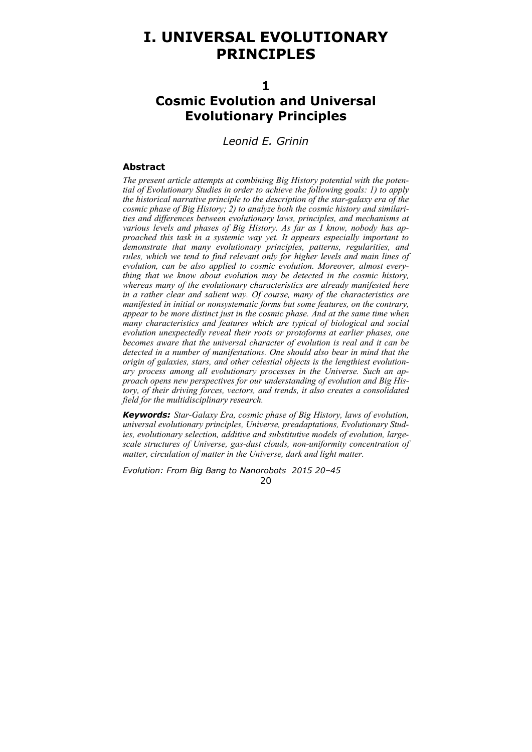# I. UNIVERSAL EVOLUTIONARY PRINCIPLES

## 1 Cosmic Evolution and Universal Evolutionary Principles

*Leonid E. Grinin*

### Abstract

*The present article attempts at combining Big History potential with the potential of Evolutionary Studies in order to achieve the following goals: 1) to apply the historical narrative principle to the description of the star-galaxy era of the cosmic phase of Big History; 2) to analyze both the cosmic history and similarities and differences between evolutionary laws, principles, and mechanisms at various levels and phases of Big History. As far as I know, nobody has approached this task in a systemic way yet. It appears especially important to demonstrate that many evolutionary principles, patterns, regularities, and rules, which we tend to find relevant only for higher levels and main lines of evolution, can be also applied to cosmic evolution. Moreover, almost everything that we know about evolution may be detected in the cosmic history, whereas many of the evolutionary characteristics are already manifested here in a rather clear and salient way. Of course, many of the characteristics are manifested in initial or nonsystematic forms but some features, on the contrary, appear to be more distinct just in the cosmic phase. And at the same time when many characteristics and features which are typical of biological and social evolution unexpectedly reveal their roots or protoforms at earlier phases, one becomes aware that the universal character of evolution is real and it can be detected in a number of manifestations. One should also bear in mind that the origin of galaxies, stars, and other celestial objects is the lengthiest evolutionary process among all evolutionary processes in the Universe. Such an approach opens new perspectives for our understanding of evolution and Big History, of their driving forces, vectors, and trends, it also creates a consolidated field for the multidisciplinary research.*

***Keywords:*** *Star-Galaxy Era, cosmic phase of Big History, laws of evolution, universal evolutionary principles, Universe, preadaptations, Evolutionary Studies, evolutionary selection, additive and substitutive models of evolution, large-scale structures of Universe, gas-dust clouds, non-uniformity concentration of matter, circulation of matter in the Universe, dark and light matter.*

*Evolution: From Big Bang to Nanorobots 2015 20–45*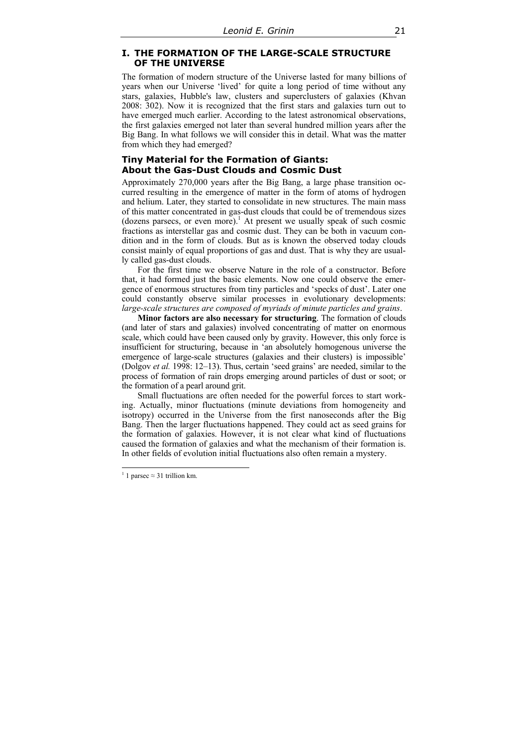## I. THE FORMATION OF THE LARGE-SCALE STRUCTURE OF THE UNIVERSE

The formation of modern structure of the Universe lasted for many billions of years when our Universe 'lived' for quite a long period of time without any stars, galaxies, Hubble's law, clusters and superclusters of galaxies (Khvan 2008: 302). Now it is recognized that the first stars and galaxies turn out to have emerged much earlier. According to the latest astronomical observations, the first galaxies emerged not later than several hundred million years after the Big Bang. In what follows we will consider this in detail. What was the matter from which they had emerged?

### Tiny Material for the Formation of Giants: About the Gas-Dust Clouds and Cosmic Dust

Approximately 270,000 years after the Big Bang, a large phase transition occurred resulting in the emergence of matter in the form of atoms of hydrogen and helium. Later, they started to consolidate in new structures. The main mass of this matter concentrated in gas-dust clouds that could be of tremendous sizes (dozens parsecs, or even more).[1] At present we usually speak of such cosmic fractions as interstellar gas and cosmic dust. They can be both in vacuum condition and in the form of clouds. But as is known the observed today clouds consist mainly of equal proportions of gas and dust. That is why they are usually called gas-dust clouds.

For the first time we observe Nature in the role of a constructor. Before that, it had formed just the basic elements. Now one could observe the emergence of enormous structures from tiny particles and 'specks of dust'. Later one could constantly observe similar processes in evolutionary developments: *large-scale structures are composed of myriads of minute particles and grains*.

**Minor factors are also necessary for structuring**. The formation of clouds (and later of stars and galaxies) involved concentrating of matter on enormous scale, which could have been caused only by gravity. However, this only force is insufficient for structuring, because in 'an absolutely homogenous universe the emergence of large-scale structures (galaxies and their clusters) is impossible' (Dolgov *et al.* 1998: 12–13). Thus, certain 'seed grains' are needed, similar to the process of formation of rain drops emerging around particles of dust or soot; or the formation of a pearl around grit.

Small fluctuations are often needed for the powerful forces to start working. Actually, minor fluctuations (minute deviations from homogeneity and isotropy) occurred in the Universe from the first nanoseconds after the Big Bang. Then the larger fluctuations happened. They could act as seed grains for the formation of galaxies. However, it is not clear what kind of fluctuations caused the formation of galaxies and what the mechanism of their formation is. In other fields of evolution initial fluctuations also often remain a mystery.

---

[1] 1 parsec ≈ 31 trillion km.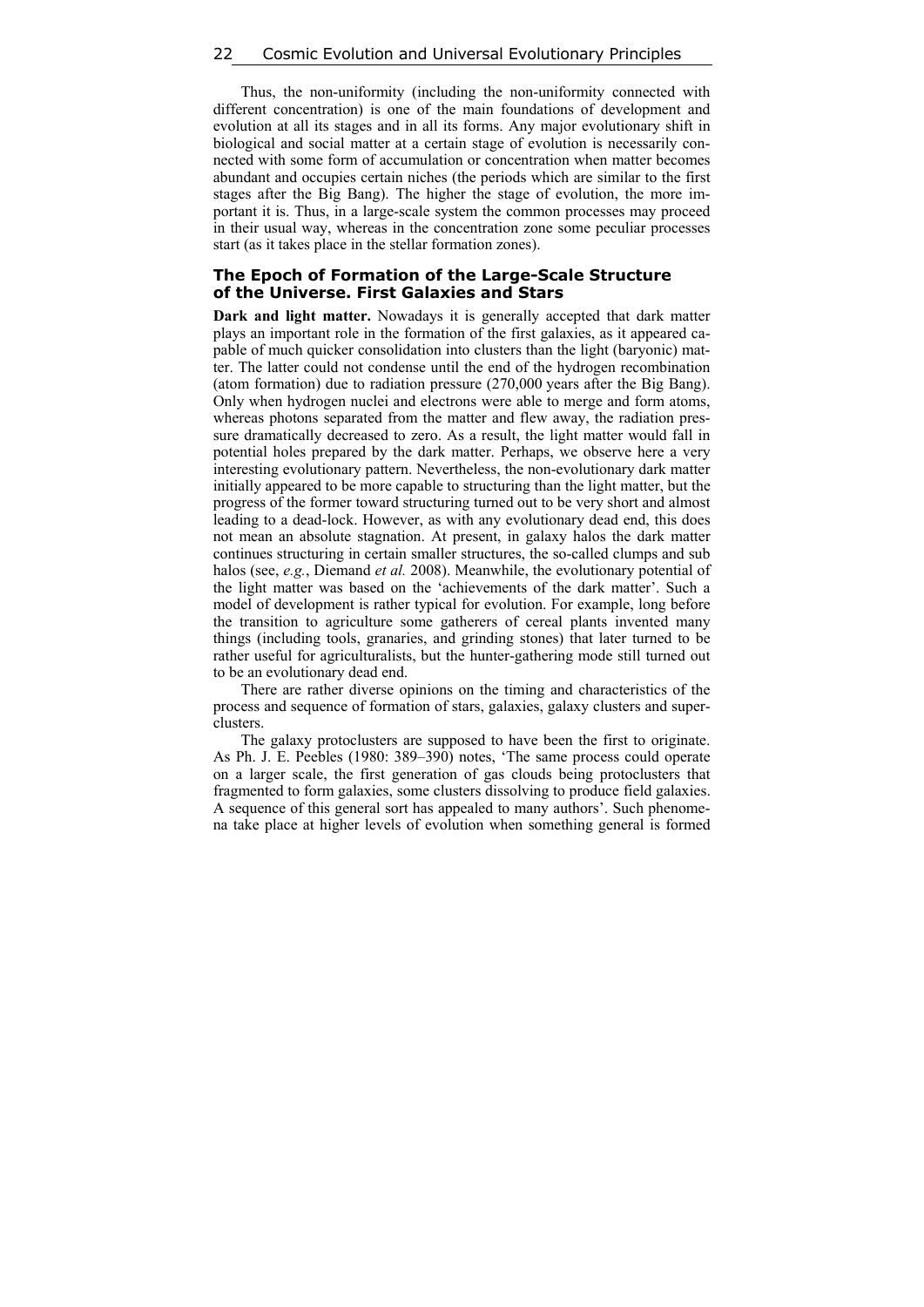Thus, the non-uniformity (including the non-uniformity connected with different concentration) is one of the main foundations of development and evolution at all its stages and in all its forms. Any major evolutionary shift in biological and social matter at a certain stage of evolution is necessarily connected with some form of accumulation or concentration when matter becomes abundant and occupies certain niches (the periods which are similar to the first stages after the Big Bang). The higher the stage of evolution, the more important it is. Thus, in a large-scale system the common processes may proceed in their usual way, whereas in the concentration zone some peculiar processes start (as it takes place in the stellar formation zones).

## The Epoch of Formation of the Large-Scale Structure of the Universe. First Galaxies and Stars

**Dark and light matter.** Nowadays it is generally accepted that dark matter plays an important role in the formation of the first galaxies, as it appeared capable of much quicker consolidation into clusters than the light (baryonic) matter. The latter could not condense until the end of the hydrogen recombination (atom formation) due to radiation pressure (270,000 years after the Big Bang). Only when hydrogen nuclei and electrons were able to merge and form atoms, whereas photons separated from the matter and flew away, the radiation pressure dramatically decreased to zero. As a result, the light matter would fall in potential holes prepared by the dark matter. Perhaps, we observe here a very interesting evolutionary pattern. Nevertheless, the non-evolutionary dark matter initially appeared to be more capable to structuring than the light matter, but the progress of the former toward structuring turned out to be very short and almost leading to a dead-lock. However, as with any evolutionary dead end, this does not mean an absolute stagnation. At present, in galaxy halos the dark matter continues structuring in certain smaller structures, the so-called clumps and sub halos (see, *e.g.*, Diemand *et al.* 2008). Meanwhile, the evolutionary potential of the light matter was based on the 'achievements of the dark matter'. Such a model of development is rather typical for evolution. For example, long before the transition to agriculture some gatherers of cereal plants invented many things (including tools, granaries, and grinding stones) that later turned to be rather useful for agriculturalists, but the hunter-gathering mode still turned out to be an evolutionary dead end.

There are rather diverse opinions on the timing and characteristics of the process and sequence of formation of stars, galaxies, galaxy clusters and superclusters.

The galaxy protoclusters are supposed to have been the first to originate. As Ph. J. E. Peebles (1980: 389–390) notes, 'The same process could operate on a larger scale, the first generation of gas clouds being protoclusters that fragmented to form galaxies, some clusters dissolving to produce field galaxies. A sequence of this general sort has appealed to many authors'. Such phenomena take place at higher levels of evolution when something general is formed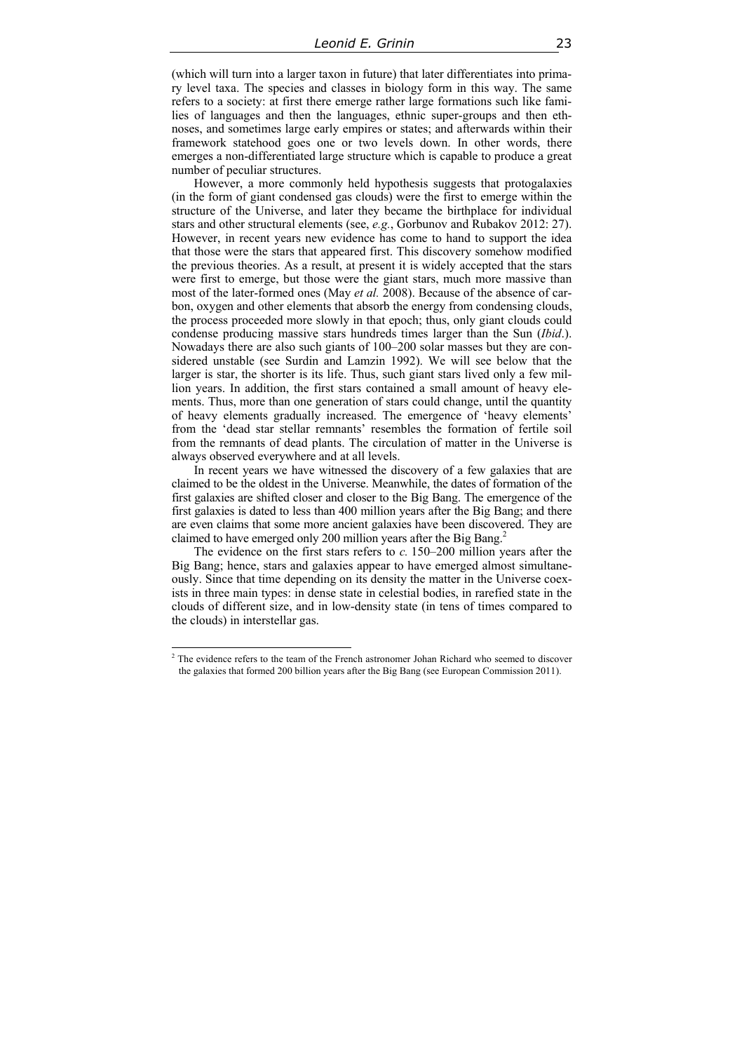(which will turn into a larger taxon in future) that later differentiates into primary level taxa. The species and classes in biology form in this way. The same refers to a society: at first there emerge rather large formations such like families of languages and then the languages, ethnic super-groups and then ethnoses, and sometimes large early empires or states; and afterwards within their framework statehood goes one or two levels down. In other words, there emerges a non-differentiated large structure which is capable to produce a great number of peculiar structures.

However, a more commonly held hypothesis suggests that protogalaxies (in the form of giant condensed gas clouds) were the first to emerge within the structure of the Universe, and later they became the birthplace for individual stars and other structural elements (see, *e.g.*, Gorbunov and Rubakov 2012: 27). However, in recent years new evidence has come to hand to support the idea that those were the stars that appeared first. This discovery somehow modified the previous theories. As a result, at present it is widely accepted that the stars were first to emerge, but those were the giant stars, much more massive than most of the later-formed ones (May *et al.* 2008). Because of the absence of carbon, oxygen and other elements that absorb the energy from condensing clouds, the process proceeded more slowly in that epoch; thus, only giant clouds could condense producing massive stars hundreds times larger than the Sun (*Ibid*.). Nowadays there are also such giants of 100–200 solar masses but they are considered unstable (see Surdin and Lamzin 1992). We will see below that the larger is star, the shorter is its life. Thus, such giant stars lived only a few million years. In addition, the first stars contained a small amount of heavy elements. Thus, more than one generation of stars could change, until the quantity of heavy elements gradually increased. The emergence of 'heavy elements' from the 'dead star stellar remnants' resembles the formation of fertile soil from the remnants of dead plants. The circulation of matter in the Universe is always observed everywhere and at all levels.

In recent years we have witnessed the discovery of a few galaxies that are claimed to be the oldest in the Universe. Meanwhile, the dates of formation of the first galaxies are shifted closer and closer to the Big Bang. The emergence of the first galaxies is dated to less than 400 million years after the Big Bang; and there are even claims that some more ancient galaxies have been discovered. They are claimed to have emerged only 200 million years after the Big Bang.[2]

The evidence on the first stars refers to *c.* 150–200 million years after the Big Bang; hence, stars and galaxies appear to have emerged almost simultaneously. Since that time depending on its density the matter in the Universe coexists in three main types: in dense state in celestial bodies, in rarefied state in the clouds of different size, and in low-density state (in tens of times compared to the clouds) in interstellar gas.

---

[2] The evidence refers to the team of the French astronomer Johan Richard who seemed to discover the galaxies that formed 200 billion years after the Big Bang (see European Commission 2011).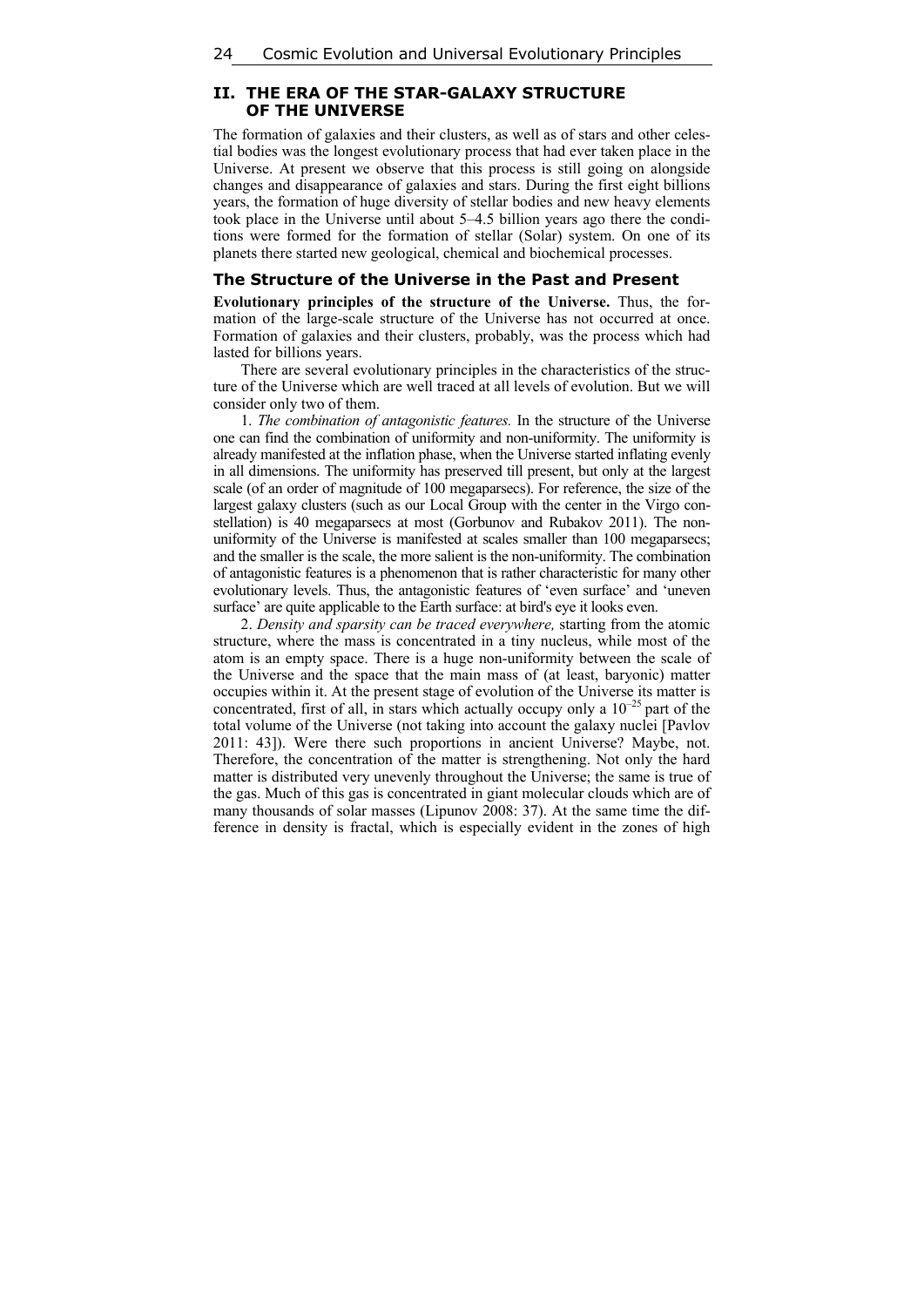## II. THE ERA OF THE STAR-GALAXY STRUCTURE OF THE UNIVERSE

The formation of galaxies and their clusters, as well as of stars and other celestial bodies was the longest evolutionary process that had ever taken place in the Universe. At present we observe that this process is still going on alongside changes and disappearance of galaxies and stars. During the first eight billions years, the formation of huge diversity of stellar bodies and new heavy elements took place in the Universe until about 5–4.5 billion years ago there the conditions were formed for the formation of stellar (Solar) system. On one of its planets there started new geological, chemical and biochemical processes.

### The Structure of the Universe in the Past and Present

**Evolutionary principles of the structure of the Universe.** Thus, the formation of the large-scale structure of the Universe has not occurred at once. Formation of galaxies and their clusters, probably, was the process which had lasted for billions years.

There are several evolutionary principles in the characteristics of the structure of the Universe which are well traced at all levels of evolution. But we will consider only two of them.

1. *The combination of antagonistic features.* In the structure of the Universe one can find the combination of uniformity and non-uniformity. The uniformity is already manifested at the inflation phase, when the Universe started inflating evenly in all dimensions. The uniformity has preserved till present, but only at the largest scale (of an order of magnitude of 100 megaparsecs). For reference, the size of the largest galaxy clusters (such as our Local Group with the center in the Virgo constellation) is 40 megaparsecs at most (Gorbunov and Rubakov 2011). The non-uniformity of the Universe is manifested at scales smaller than 100 megaparsecs; and the smaller is the scale, the more salient is the non-uniformity. The combination of antagonistic features is a phenomenon that is rather characteristic for many other evolutionary levels. Thus, the antagonistic features of 'even surface' and 'uneven surface' are quite applicable to the Earth surface: at bird's eye it looks even.

2. *Density and sparsity can be traced everywhere,* starting from the atomic structure, where the mass is concentrated in a tiny nucleus, while most of the atom is an empty space. There is a huge non-uniformity between the scale of the Universe and the space that the main mass of (at least, baryonic) matter occupies within it. At the present stage of evolution of the Universe its matter is concentrated, first of all, in stars which actually occupy only a $10^{-25}$ part of the total volume of the Universe (not taking into account the galaxy nuclei [Pavlov 2011: 43]). Were there such proportions in ancient Universe? Maybe, not. Therefore, the concentration of the matter is strengthening. Not only the hard matter is distributed very unevenly throughout the Universe; the same is true of the gas. Much of this gas is concentrated in giant molecular clouds which are of many thousands of solar masses (Lipunov 2008: 37). At the same time the difference in density is fractal, which is especially evident in the zones of high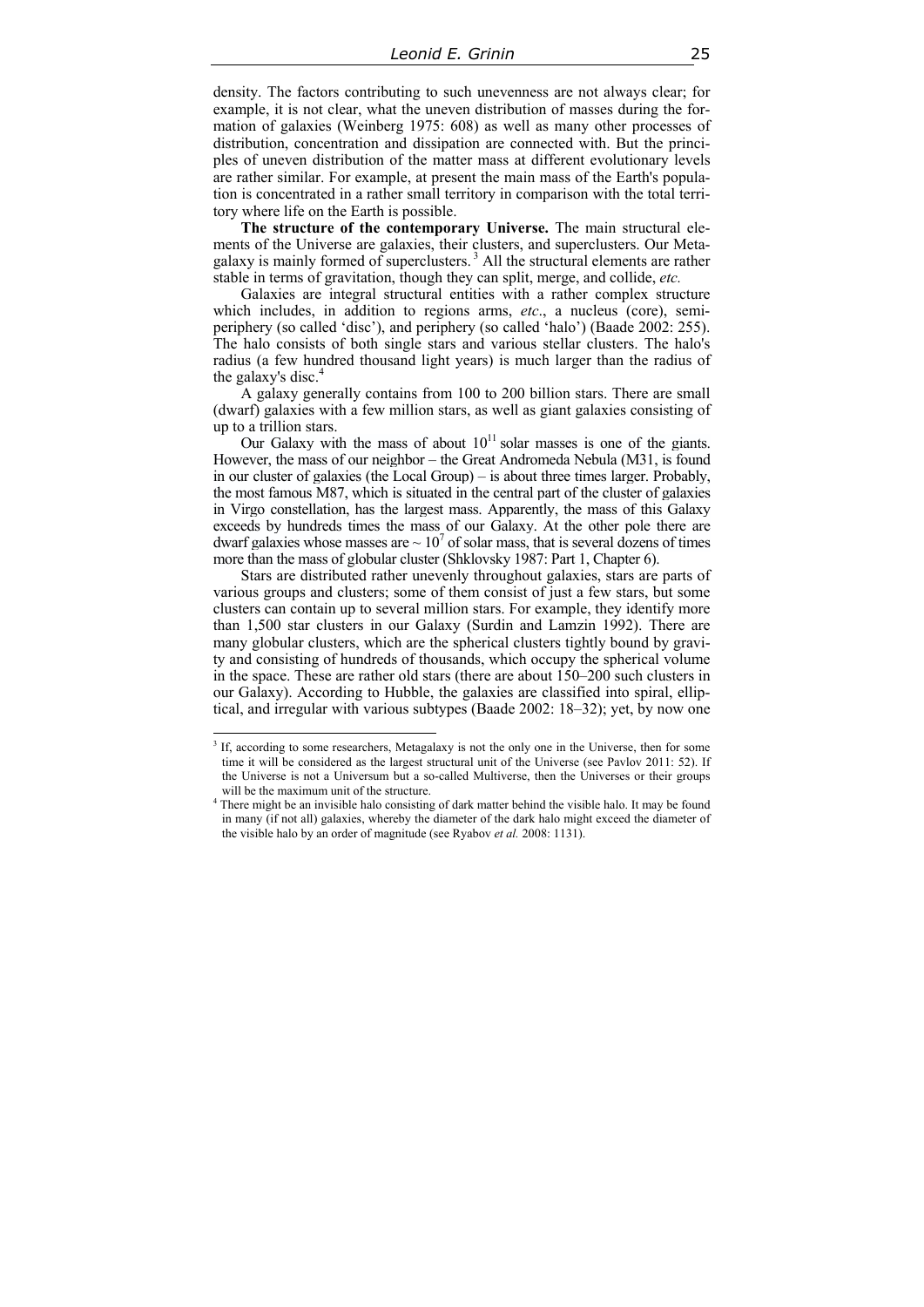density. The factors contributing to such unevenness are not always clear; for example, it is not clear, what the uneven distribution of masses during the formation of galaxies (Weinberg 1975: 608) as well as many other processes of distribution, concentration and dissipation are connected with. But the principles of uneven distribution of the matter mass at different evolutionary levels are rather similar. For example, at present the main mass of the Earth's population is concentrated in a rather small territory in comparison with the total territory where life on the Earth is possible.

**The structure of the contemporary Universe.** The main structural elements of the Universe are galaxies, their clusters, and superclusters. Our Metagalaxy is mainly formed of superclusters.[3] All the structural elements are rather stable in terms of gravitation, though they can split, merge, and collide, *etc.*

Galaxies are integral structural entities with a rather complex structure which includes, in addition to regions arms, *etc*., a nucleus (core), semi-periphery (so called 'disc'), and periphery (so called 'halo') (Baade 2002: 255). The halo consists of both single stars and various stellar clusters. The halo's radius (a few hundred thousand light years) is much larger than the radius of the galaxy's disc.[4]

A galaxy generally contains from 100 to 200 billion stars. There are small (dwarf) galaxies with a few million stars, as well as giant galaxies consisting of up to a trillion stars.

Our Galaxy with the mass of about $10^{11}$ solar masses is one of the giants. However, the mass of our neighbor – the Great Andromeda Nebula (M31, is found in our cluster of galaxies (the Local Group) – is about three times larger. Probably, the most famous M87, which is situated in the central part of the cluster of galaxies in Virgo constellation, has the largest mass. Apparently, the mass of this Galaxy exceeds by hundreds times the mass of our Galaxy. At the other pole there are dwarf galaxies whose masses are $\sim 10^7$ of solar mass, that is several dozens of times more than the mass of globular cluster (Shklovsky 1987: Part 1, Chapter 6).

Stars are distributed rather unevenly throughout galaxies, stars are parts of various groups and clusters; some of them consist of just a few stars, but some clusters can contain up to several million stars. For example, they identify more than 1,500 star clusters in our Galaxy (Surdin and Lamzin 1992). There are many globular clusters, which are the spherical clusters tightly bound by gravity and consisting of hundreds of thousands, which occupy the spherical volume in the space. These are rather old stars (there are about 150–200 such clusters in our Galaxy). According to Hubble, the galaxies are classified into spiral, elliptical, and irregular with various subtypes (Baade 2002: 18–32); yet, by now one

---

[3] If, according to some researchers, Metagalaxy is not the only one in the Universe, then for some time it will be considered as the largest structural unit of the Universe (see Pavlov 2011: 52). If the Universe is not a Universum but a so-called Multiverse, then the Universes or their groups will be the maximum unit of the structure.

[4] There might be an invisible halo consisting of dark matter behind the visible halo. It may be found in many (if not all) galaxies, whereby the diameter of the dark halo might exceed the diameter of the visible halo by an order of magnitude (see Ryabov *et al.* 2008: 1131).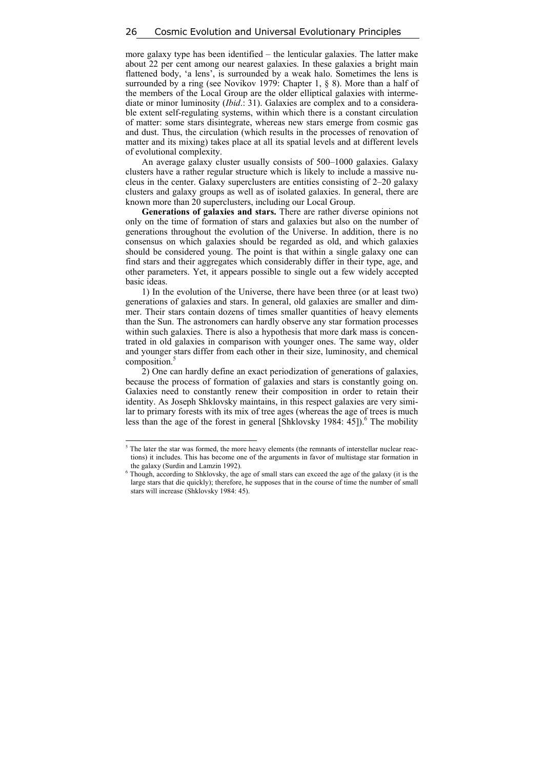more galaxy type has been identified – the lenticular galaxies. The latter make about 22 per cent among our nearest galaxies. In these galaxies a bright main flattened body, 'a lens', is surrounded by a weak halo. Sometimes the lens is surrounded by a ring (see Novikov 1979: Chapter 1, § 8). More than a half of the members of the Local Group are the older elliptical galaxies with intermediate or minor luminosity (*Ibid*.: 31). Galaxies are complex and to a considerable extent self-regulating systems, within which there is a constant circulation of matter: some stars disintegrate, whereas new stars emerge from cosmic gas and dust. Thus, the circulation (which results in the processes of renovation of matter and its mixing) takes place at all its spatial levels and at different levels of evolutional complexity.

An average galaxy cluster usually consists of 500–1000 galaxies. Galaxy clusters have a rather regular structure which is likely to include a massive nucleus in the center. Galaxy superclusters are entities consisting of 2–20 galaxy clusters and galaxy groups as well as of isolated galaxies. In general, there are known more than 20 superclusters, including our Local Group.

**Generations of galaxies and stars.** There are rather diverse opinions not only on the time of formation of stars and galaxies but also on the number of generations throughout the evolution of the Universe. In addition, there is no consensus on which galaxies should be regarded as old, and which galaxies should be considered young. The point is that within a single galaxy one can find stars and their aggregates which considerably differ in their type, age, and other parameters. Yet, it appears possible to single out a few widely accepted basic ideas.

1) In the evolution of the Universe, there have been three (or at least two) generations of galaxies and stars. In general, old galaxies are smaller and dimmer. Their stars contain dozens of times smaller quantities of heavy elements than the Sun. The astronomers can hardly observe any star formation processes within such galaxies. There is also a hypothesis that more dark mass is concentrated in old galaxies in comparison with younger ones. The same way, older and younger stars differ from each other in their size, luminosity, and chemical composition.[5]

2) One can hardly define an exact periodization of generations of galaxies, because the process of formation of galaxies and stars is constantly going on. Galaxies need to constantly renew their composition in order to retain their identity. As Joseph Shklovsky maintains, in this respect galaxies are very similar to primary forests with its mix of tree ages (whereas the age of trees is much less than the age of the forest in general [Shklovsky 1984: 45]).[6] The mobility

---

[5] The later the star was formed, the more heavy elements (the remnants of interstellar nuclear reactions) it includes. This has become one of the arguments in favor of multistage star formation in the galaxy (Surdin and Lamzin 1992).

[6] Though, according to Shklovsky, the age of small stars can exceed the age of the galaxy (it is the large stars that die quickly); therefore, he supposes that in the course of time the number of small stars will increase (Shklovsky 1984: 45).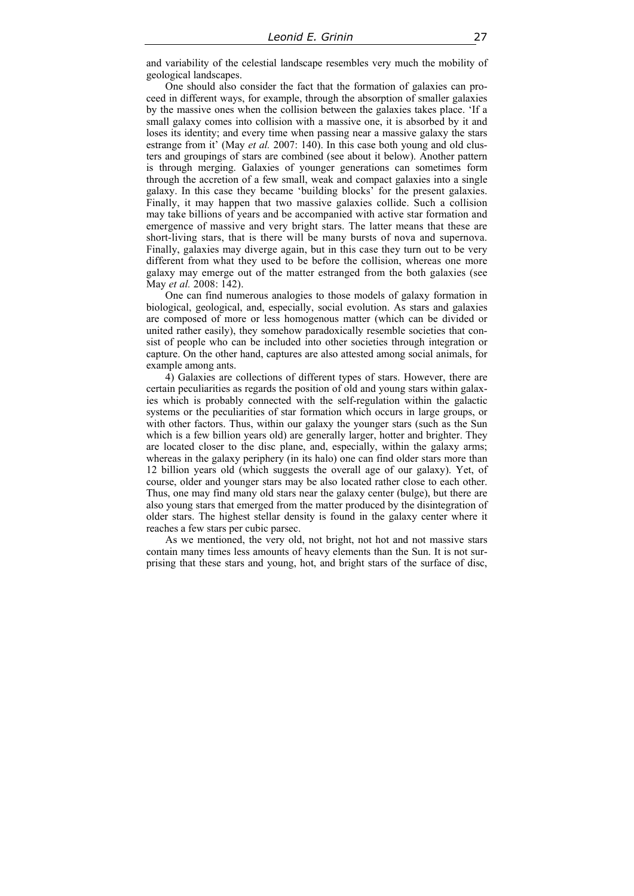and variability of the celestial landscape resembles very much the mobility of geological landscapes.

One should also consider the fact that the formation of galaxies can proceed in different ways, for example, through the absorption of smaller galaxies by the massive ones when the collision between the galaxies takes place. 'If a small galaxy comes into collision with a massive one, it is absorbed by it and loses its identity; and every time when passing near a massive galaxy the stars estrange from it' (May *et al.* 2007: 140). In this case both young and old clusters and groupings of stars are combined (see about it below). Another pattern is through merging. Galaxies of younger generations can sometimes form through the accretion of a few small, weak and compact galaxies into a single galaxy. In this case they became 'building blocks' for the present galaxies. Finally, it may happen that two massive galaxies collide. Such a collision may take billions of years and be accompanied with active star formation and emergence of massive and very bright stars. The latter means that these are short-living stars, that is there will be many bursts of nova and supernova. Finally, galaxies may diverge again, but in this case they turn out to be very different from what they used to be before the collision, whereas one more galaxy may emerge out of the matter estranged from the both galaxies (see May *et al.* 2008: 142).

One can find numerous analogies to those models of galaxy formation in biological, geological, and, especially, social evolution. As stars and galaxies are composed of more or less homogenous matter (which can be divided or united rather easily), they somehow paradoxically resemble societies that consist of people who can be included into other societies through integration or capture. On the other hand, captures are also attested among social animals, for example among ants.

4) Galaxies are collections of different types of stars. However, there are certain peculiarities as regards the position of old and young stars within galaxies which is probably connected with the self-regulation within the galactic systems or the peculiarities of star formation which occurs in large groups, or with other factors. Thus, within our galaxy the younger stars (such as the Sun which is a few billion years old) are generally larger, hotter and brighter. They are located closer to the disc plane, and, especially, within the galaxy arms; whereas in the galaxy periphery (in its halo) one can find older stars more than 12 billion years old (which suggests the overall age of our galaxy). Yet, of course, older and younger stars may be also located rather close to each other. Thus, one may find many old stars near the galaxy center (bulge), but there are also young stars that emerged from the matter produced by the disintegration of older stars. The highest stellar density is found in the galaxy center where it reaches a few stars per cubic parsec.

As we mentioned, the very old, not bright, not hot and not massive stars contain many times less amounts of heavy elements than the Sun. It is not surprising that these stars and young, hot, and bright stars of the surface of disc,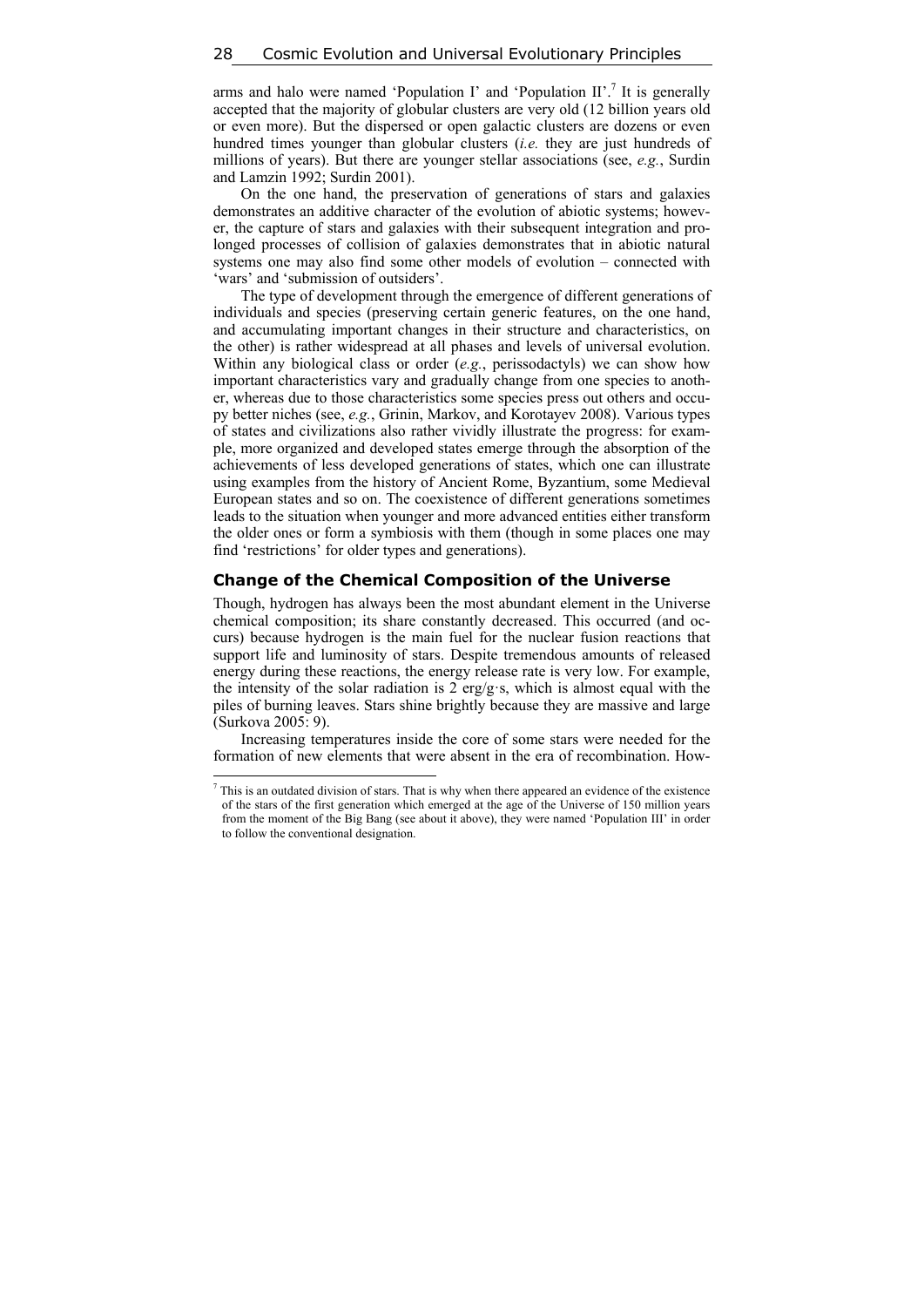arms and halo were named 'Population I' and 'Population II'.[7] It is generally accepted that the majority of globular clusters are very old (12 billion years old or even more). But the dispersed or open galactic clusters are dozens or even hundred times younger than globular clusters (*i.e.* they are just hundreds of millions of years). But there are younger stellar associations (see, *e.g.*, Surdin and Lamzin 1992; Surdin 2001).

On the one hand, the preservation of generations of stars and galaxies demonstrates an additive character of the evolution of abiotic systems; however, the capture of stars and galaxies with their subsequent integration and prolonged processes of collision of galaxies demonstrates that in abiotic natural systems one may also find some other models of evolution – connected with 'wars' and 'submission of outsiders'.

The type of development through the emergence of different generations of individuals and species (preserving certain generic features, on the one hand, and accumulating important changes in their structure and characteristics, on the other) is rather widespread at all phases and levels of universal evolution. Within any biological class or order (*e.g.*, perissodactyls) we can show how important characteristics vary and gradually change from one species to another, whereas due to those characteristics some species press out others and occupy better niches (see, *e.g.*, Grinin, Markov, and Korotayev 2008). Various types of states and civilizations also rather vividly illustrate the progress: for example, more organized and developed states emerge through the absorption of the achievements of less developed generations of states, which one can illustrate using examples from the history of Ancient Rome, Byzantium, some Medieval European states and so on. The coexistence of different generations sometimes leads to the situation when younger and more advanced entities either transform the older ones or form a symbiosis with them (though in some places one may find 'restrictions' for older types and generations).

## Change of the Chemical Composition of the Universe

Though, hydrogen has always been the most abundant element in the Universe chemical composition; its share constantly decreased. This occurred (and occurs) because hydrogen is the main fuel for the nuclear fusion reactions that support life and luminosity of stars. Despite tremendous amounts of released energy during these reactions, the energy release rate is very low. For example, the intensity of the solar radiation is 2 erg/g·s, which is almost equal with the piles of burning leaves. Stars shine brightly because they are massive and large (Surkova 2005: 9).

Increasing temperatures inside the core of some stars were needed for the formation of new elements that were absent in the era of recombination. How-

[7] This is an outdated division of stars. That is why when there appeared an evidence of the existence of the stars of the first generation which emerged at the age of the Universe of 150 million years from the moment of the Big Bang (see about it above), they were named 'Population III' in order to follow the conventional designation.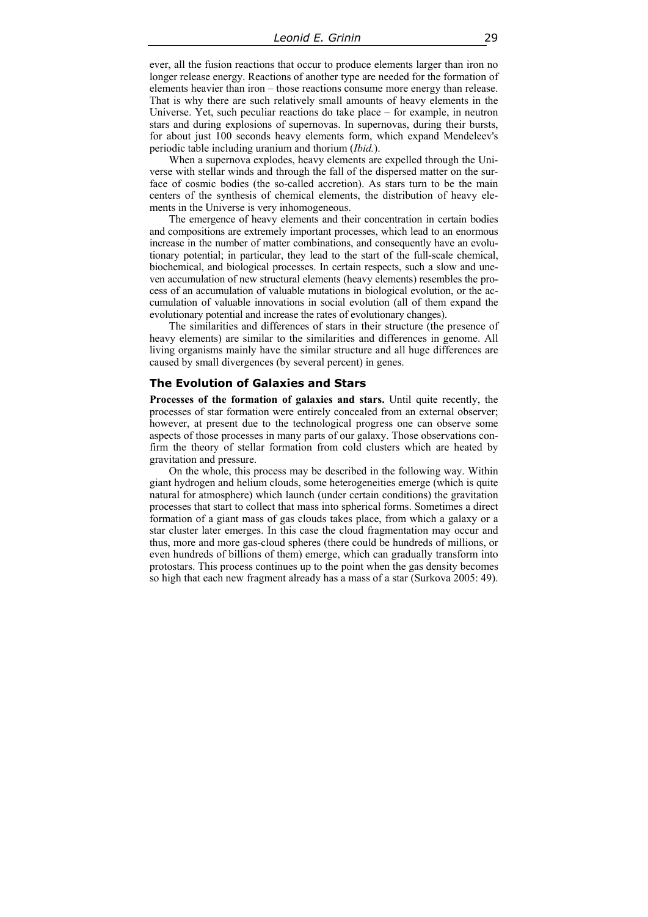ever, all the fusion reactions that occur to produce elements larger than iron no longer release energy. Reactions of another type are needed for the formation of elements heavier than iron – those reactions consume more energy than release. That is why there are such relatively small amounts of heavy elements in the Universe. Yet, such peculiar reactions do take place – for example, in neutron stars and during explosions of supernovas. In supernovas, during their bursts, for about just 100 seconds heavy elements form, which expand Mendeleev's periodic table including uranium and thorium (*Ibid.*).

When a supernova explodes, heavy elements are expelled through the Universe with stellar winds and through the fall of the dispersed matter on the surface of cosmic bodies (the so-called accretion). As stars turn to be the main centers of the synthesis of chemical elements, the distribution of heavy elements in the Universe is very inhomogeneous.

The emergence of heavy elements and their concentration in certain bodies and compositions are extremely important processes, which lead to an enormous increase in the number of matter combinations, and consequently have an evolutionary potential; in particular, they lead to the start of the full-scale chemical, biochemical, and biological processes. In certain respects, such a slow and uneven accumulation of new structural elements (heavy elements) resembles the process of an accumulation of valuable mutations in biological evolution, or the accumulation of valuable innovations in social evolution (all of them expand the evolutionary potential and increase the rates of evolutionary changes).

The similarities and differences of stars in their structure (the presence of heavy elements) are similar to the similarities and differences in genome. All living organisms mainly have the similar structure and all huge differences are caused by small divergences (by several percent) in genes.

## The Evolution of Galaxies and Stars

**Processes of the formation of galaxies and stars.** Until quite recently, the processes of star formation were entirely concealed from an external observer; however, at present due to the technological progress one can observe some aspects of those processes in many parts of our galaxy. Those observations confirm the theory of stellar formation from cold clusters which are heated by gravitation and pressure.

On the whole, this process may be described in the following way. Within giant hydrogen and helium clouds, some heterogeneities emerge (which is quite natural for atmosphere) which launch (under certain conditions) the gravitation processes that start to collect that mass into spherical forms. Sometimes a direct formation of a giant mass of gas clouds takes place, from which a galaxy or a star cluster later emerges. In this case the cloud fragmentation may occur and thus, more and more gas-cloud spheres (there could be hundreds of millions, or even hundreds of billions of them) emerge, which can gradually transform into protostars. This process continues up to the point when the gas density becomes so high that each new fragment already has a mass of a star (Surkova 2005: 49).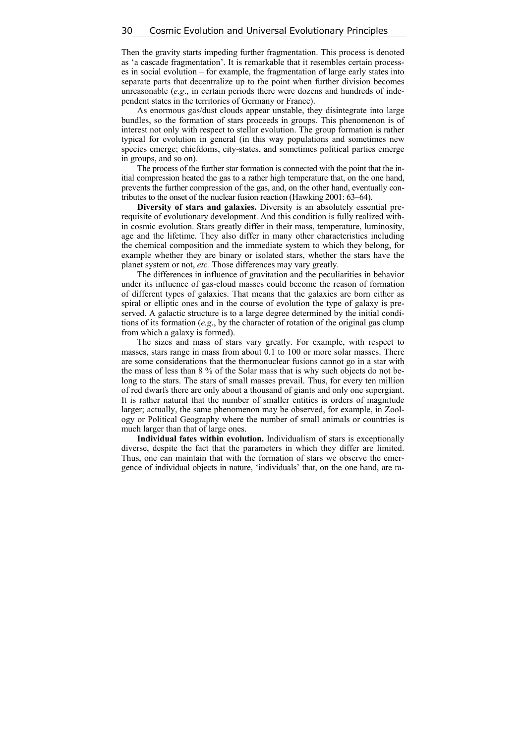Then the gravity starts impeding further fragmentation. This process is denoted as 'a cascade fragmentation'. It is remarkable that it resembles certain processes in social evolution – for example, the fragmentation of large early states into separate parts that decentralize up to the point when further division becomes unreasonable (*e.g*., in certain periods there were dozens and hundreds of independent states in the territories of Germany or France).

As enormous gas/dust clouds appear unstable, they disintegrate into large bundles, so the formation of stars proceeds in groups. This phenomenon is of interest not only with respect to stellar evolution. The group formation is rather typical for evolution in general (in this way populations and sometimes new species emerge; chiefdoms, city-states, and sometimes political parties emerge in groups, and so on).

The process of the further star formation is connected with the point that the initial compression heated the gas to a rather high temperature that, on the one hand, prevents the further compression of the gas, and, on the other hand, eventually contributes to the onset of the nuclear fusion reaction (Hawking 2001: 63–64).

**Diversity of stars and galaxies.** Diversity is an absolutely essential prerequisite of evolutionary development. And this condition is fully realized within cosmic evolution. Stars greatly differ in their mass, temperature, luminosity, age and the lifetime. They also differ in many other characteristics including the chemical composition and the immediate system to which they belong, for example whether they are binary or isolated stars, whether the stars have the planet system or not, *etc.* Those differences may vary greatly.

The differences in influence of gravitation and the peculiarities in behavior under its influence of gas-cloud masses could become the reason of formation of different types of galaxies. That means that the galaxies are born either as spiral or elliptic ones and in the course of evolution the type of galaxy is preserved. A galactic structure is to a large degree determined by the initial conditions of its formation (*e.g*., by the character of rotation of the original gas clump from which a galaxy is formed).

The sizes and mass of stars vary greatly. For example, with respect to masses, stars range in mass from about 0.1 to 100 or more solar masses. There are some considerations that the thermonuclear fusions cannot go in a star with the mass of less than 8 % of the Solar mass that is why such objects do not belong to the stars. The stars of small masses prevail. Thus, for every ten million of red dwarfs there are only about a thousand of giants and only one supergiant. It is rather natural that the number of smaller entities is orders of magnitude larger; actually, the same phenomenon may be observed, for example, in Zoology or Political Geography where the number of small animals or countries is much larger than that of large ones.

**Individual fates within evolution.** Individualism of stars is exceptionally diverse, despite the fact that the parameters in which they differ are limited. Thus, one can maintain that with the formation of stars we observe the emergence of individual objects in nature, 'individuals' that, on the one hand, are ra-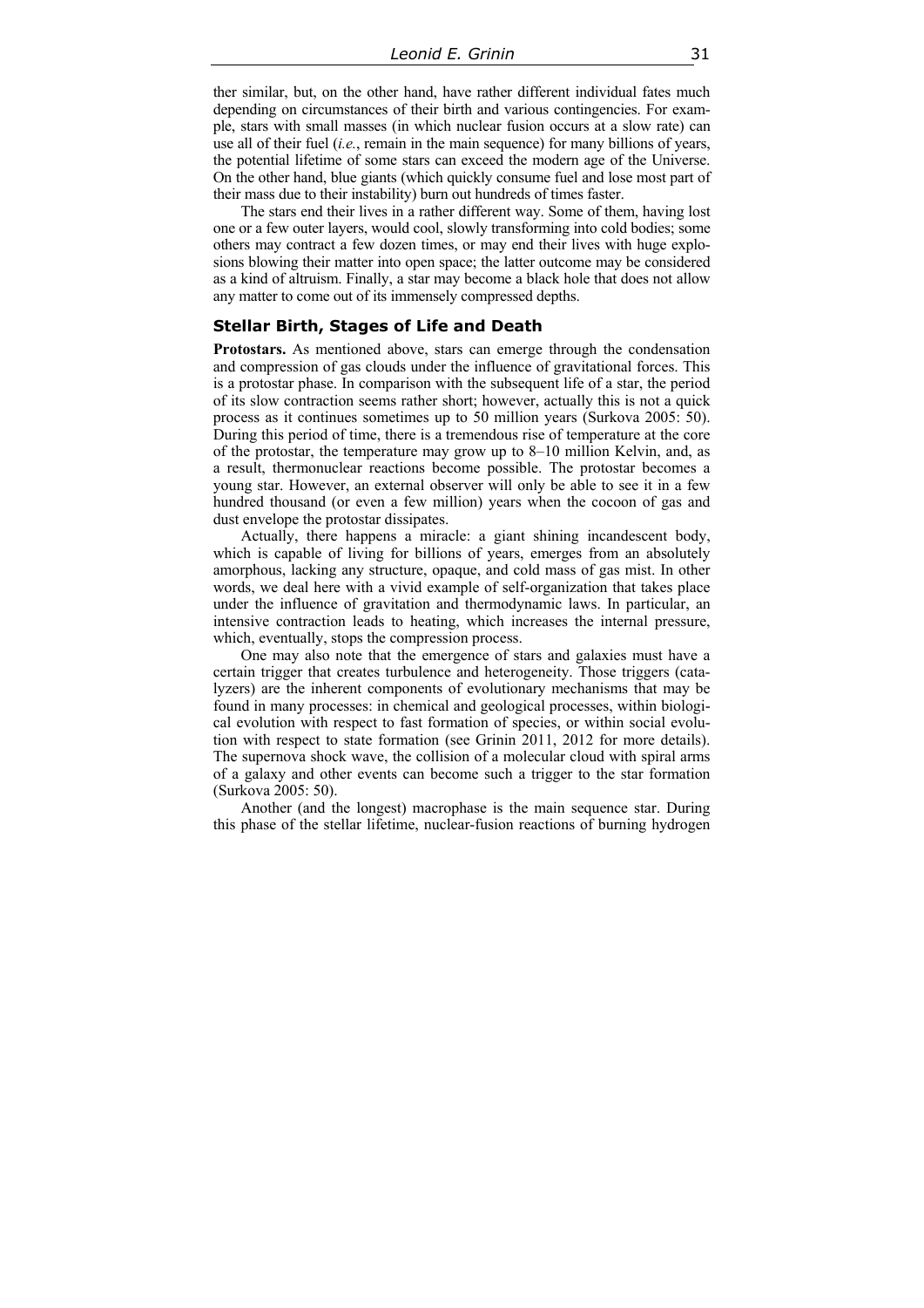ther similar, but, on the other hand, have rather different individual fates much depending on circumstances of their birth and various contingencies. For example, stars with small masses (in which nuclear fusion occurs at a slow rate) can use all of their fuel (*i.e.*, remain in the main sequence) for many billions of years, the potential lifetime of some stars can exceed the modern age of the Universe. On the other hand, blue giants (which quickly consume fuel and lose most part of their mass due to their instability) burn out hundreds of times faster.

The stars end their lives in a rather different way. Some of them, having lost one or a few outer layers, would cool, slowly transforming into cold bodies; some others may contract a few dozen times, or may end their lives with huge explosions blowing their matter into open space; the latter outcome may be considered as a kind of altruism. Finally, a star may become a black hole that does not allow any matter to come out of its immensely compressed depths.

## Stellar Birth, Stages of Life and Death

**Protostars.** As mentioned above, stars can emerge through the condensation and compression of gas clouds under the influence of gravitational forces. This is a protostar phase. In comparison with the subsequent life of a star, the period of its slow contraction seems rather short; however, actually this is not a quick process as it continues sometimes up to 50 million years (Surkova 2005: 50). During this period of time, there is a tremendous rise of temperature at the core of the protostar, the temperature may grow up to 8–10 million Kelvin, and, as a result, thermonuclear reactions become possible. The protostar becomes a young star. However, an external observer will only be able to see it in a few hundred thousand (or even a few million) years when the cocoon of gas and dust envelope the protostar dissipates.

Actually, there happens a miracle: a giant shining incandescent body, which is capable of living for billions of years, emerges from an absolutely amorphous, lacking any structure, opaque, and cold mass of gas mist. In other words, we deal here with a vivid example of self-organization that takes place under the influence of gravitation and thermodynamic laws. In particular, an intensive contraction leads to heating, which increases the internal pressure, which, eventually, stops the compression process.

One may also note that the emergence of stars and galaxies must have a certain trigger that creates turbulence and heterogeneity. Those triggers (catalyzers) are the inherent components of evolutionary mechanisms that may be found in many processes: in chemical and geological processes, within biological evolution with respect to fast formation of species, or within social evolution with respect to state formation (see Grinin 2011, 2012 for more details). The supernova shock wave, the collision of a molecular cloud with spiral arms of a galaxy and other events can become such a trigger to the star formation (Surkova 2005: 50).

Another (and the longest) macrophase is the main sequence star. During this phase of the stellar lifetime, nuclear-fusion reactions of burning hydrogen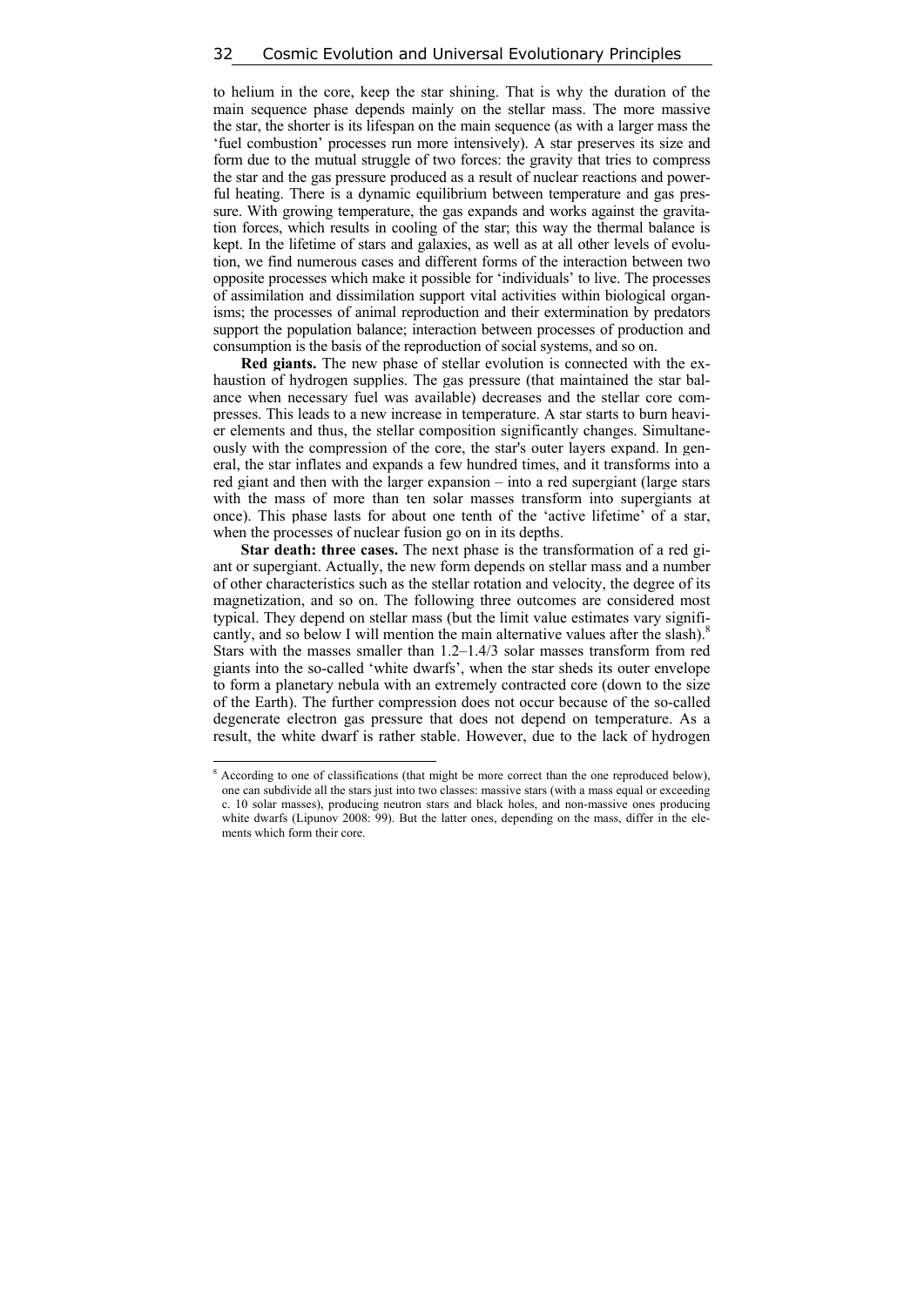to helium in the core, keep the star shining. That is why the duration of the main sequence phase depends mainly on the stellar mass. The more massive the star, the shorter is its lifespan on the main sequence (as with a larger mass the 'fuel combustion' processes run more intensively). A star preserves its size and form due to the mutual struggle of two forces: the gravity that tries to compress the star and the gas pressure produced as a result of nuclear reactions and powerful heating. There is a dynamic equilibrium between temperature and gas pressure. With growing temperature, the gas expands and works against the gravitation forces, which results in cooling of the star; this way the thermal balance is kept. In the lifetime of stars and galaxies, as well as at all other levels of evolution, we find numerous cases and different forms of the interaction between two opposite processes which make it possible for 'individuals' to live. The processes of assimilation and dissimilation support vital activities within biological organisms; the processes of animal reproduction and their extermination by predators support the population balance; interaction between processes of production and consumption is the basis of the reproduction of social systems, and so on.

**Red giants.** The new phase of stellar evolution is connected with the exhaustion of hydrogen supplies. The gas pressure (that maintained the star balance when necessary fuel was available) decreases and the stellar core compresses. This leads to a new increase in temperature. A star starts to burn heavier elements and thus, the stellar composition significantly changes. Simultaneously with the compression of the core, the star's outer layers expand. In general, the star inflates and expands a few hundred times, and it transforms into a red giant and then with the larger expansion – into a red supergiant (large stars with the mass of more than ten solar masses transform into supergiants at once). This phase lasts for about one tenth of the 'active lifetime' of a star, when the processes of nuclear fusion go on in its depths.

**Star death: three cases.** The next phase is the transformation of a red giant or supergiant. Actually, the new form depends on stellar mass and a number of other characteristics such as the stellar rotation and velocity, the degree of its magnetization, and so on. The following three outcomes are considered most typical. They depend on stellar mass (but the limit value estimates vary significantly, and so below I will mention the main alternative values after the slash).[8] Stars with the masses smaller than 1.2–1.4/3 solar masses transform from red giants into the so-called 'white dwarfs', when the star sheds its outer envelope to form a planetary nebula with an extremely contracted core (down to the size of the Earth). The further compression does not occur because of the so-called degenerate electron gas pressure that does not depend on temperature. As a result, the white dwarf is rather stable. However, due to the lack of hydrogen

[8] According to one of classifications (that might be more correct than the one reproduced below), one can subdivide all the stars just into two classes: massive stars (with a mass equal or exceeding c. 10 solar masses), producing neutron stars and black holes, and non-massive ones producing white dwarfs (Lipunov 2008: 99). But the latter ones, depending on the mass, differ in the elements which form their core.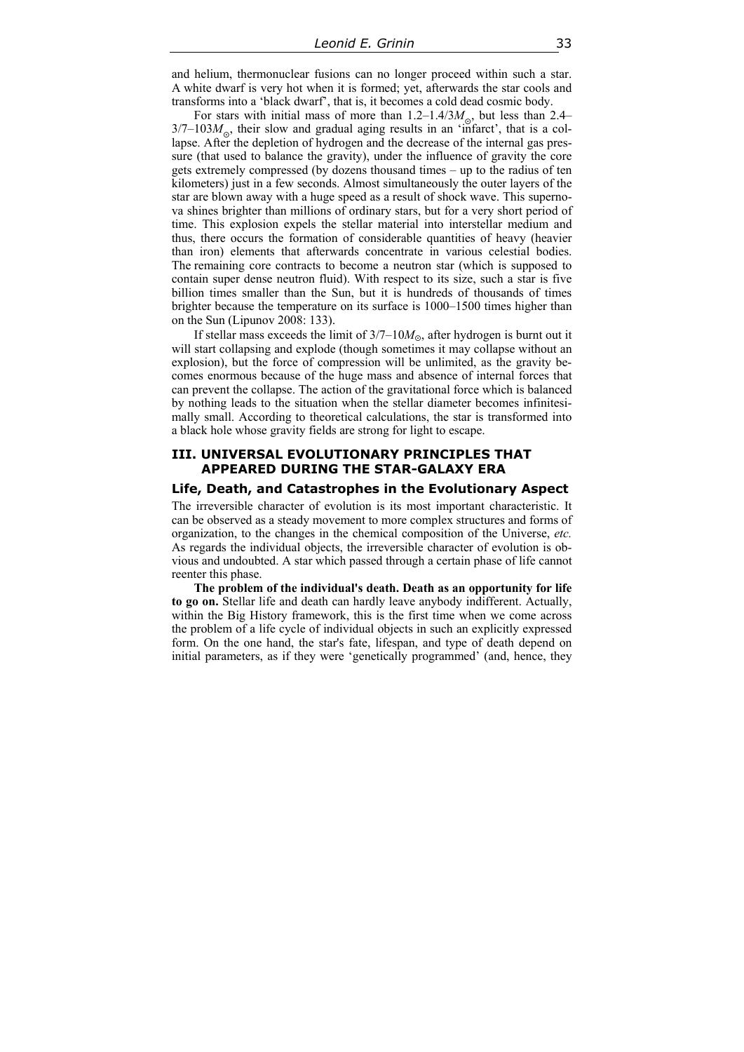and helium, thermonuclear fusions can no longer proceed within such a star. A white dwarf is very hot when it is formed; yet, afterwards the star cools and transforms into a 'black dwarf', that is, it becomes a cold dead cosmic body.

For stars with initial mass of more than 1.2–1.4/3$M_{\odot}$, but less than 2.4–3/7–103$M_{\odot}$, their slow and gradual aging results in an 'infarct', that is a collapse. After the depletion of hydrogen and the decrease of the internal gas pressure (that used to balance the gravity), under the influence of gravity the core gets extremely compressed (by dozens thousand times – up to the radius of ten kilometers) just in a few seconds. Almost simultaneously the outer layers of the star are blown away with a huge speed as a result of shock wave. This supernova shines brighter than millions of ordinary stars, but for a very short period of time. This explosion expels the stellar material into interstellar medium and thus, there occurs the formation of considerable quantities of heavy (heavier than iron) elements that afterwards concentrate in various celestial bodies. The remaining core contracts to become a neutron star (which is supposed to contain super dense neutron fluid). With respect to its size, such a star is five billion times smaller than the Sun, but it is hundreds of thousands of times brighter because the temperature on its surface is 1000–1500 times higher than on the Sun (Lipunov 2008: 133).

If stellar mass exceeds the limit of 3/7–10$M_{\odot}$, after hydrogen is burnt out it will start collapsing and explode (though sometimes it may collapse without an explosion), but the force of compression will be unlimited, as the gravity becomes enormous because of the huge mass and absence of internal forces that can prevent the collapse. The action of the gravitational force which is balanced by nothing leads to the situation when the stellar diameter becomes infinitesimally small. According to theoretical calculations, the star is transformed into a black hole whose gravity fields are strong for light to escape.

## III. UNIVERSAL EVOLUTIONARY PRINCIPLES THAT APPEARED DURING THE STAR-GALAXY ERA

### Life, Death, and Catastrophes in the Evolutionary Aspect

The irreversible character of evolution is its most important characteristic. It can be observed as a steady movement to more complex structures and forms of organization, to the changes in the chemical composition of the Universe, *etc.* As regards the individual objects, the irreversible character of evolution is obvious and undoubted. A star which passed through a certain phase of life cannot reenter this phase.

**The problem of the individual's death. Death as an opportunity for life to go on.** Stellar life and death can hardly leave anybody indifferent. Actually, within the Big History framework, this is the first time when we come across the problem of a life cycle of individual objects in such an explicitly expressed form. On the one hand, the star's fate, lifespan, and type of death depend on initial parameters, as if they were 'genetically programmed' (and, hence, they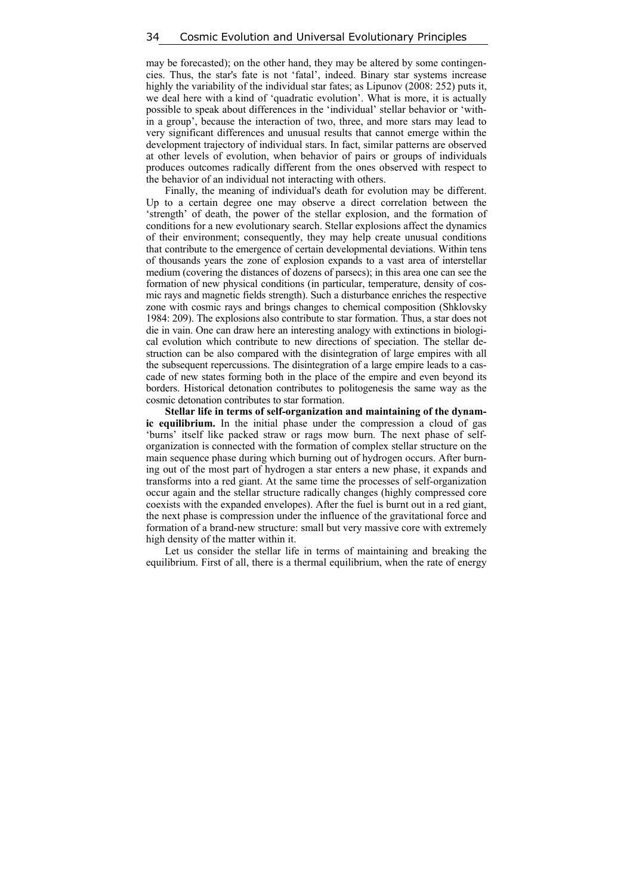may be forecasted); on the other hand, they may be altered by some contingencies. Thus, the star's fate is not 'fatal', indeed. Binary star systems increase highly the variability of the individual star fates; as Lipunov (2008: 252) puts it, we deal here with a kind of 'quadratic evolution'. What is more, it is actually possible to speak about differences in the 'individual' stellar behavior or 'within a group', because the interaction of two, three, and more stars may lead to very significant differences and unusual results that cannot emerge within the development trajectory of individual stars. In fact, similar patterns are observed at other levels of evolution, when behavior of pairs or groups of individuals produces outcomes radically different from the ones observed with respect to the behavior of an individual not interacting with others.

Finally, the meaning of individual's death for evolution may be different. Up to a certain degree one may observe a direct correlation between the 'strength' of death, the power of the stellar explosion, and the formation of conditions for a new evolutionary search. Stellar explosions affect the dynamics of their environment; consequently, they may help create unusual conditions that contribute to the emergence of certain developmental deviations. Within tens of thousands years the zone of explosion expands to a vast area of interstellar medium (covering the distances of dozens of parsecs); in this area one can see the formation of new physical conditions (in particular, temperature, density of cosmic rays and magnetic fields strength). Such a disturbance enriches the respective zone with cosmic rays and brings changes to chemical composition (Shklovsky 1984: 209). The explosions also contribute to star formation. Thus, a star does not die in vain. One can draw here an interesting analogy with extinctions in biological evolution which contribute to new directions of speciation. The stellar destruction can be also compared with the disintegration of large empires with all the subsequent repercussions. The disintegration of a large empire leads to a cascade of new states forming both in the place of the empire and even beyond its borders. Historical detonation contributes to politogenesis the same way as the cosmic detonation contributes to star formation.

**Stellar life in terms of self-organization and maintaining of the dynamic equilibrium.** In the initial phase under the compression a cloud of gas 'burns' itself like packed straw or rags mow burn. The next phase of self-organization is connected with the formation of complex stellar structure on the main sequence phase during which burning out of hydrogen occurs. After burning out of the most part of hydrogen a star enters a new phase, it expands and transforms into a red giant. At the same time the processes of self-organization occur again and the stellar structure radically changes (highly compressed core coexists with the expanded envelopes). After the fuel is burnt out in a red giant, the next phase is compression under the influence of the gravitational force and formation of a brand-new structure: small but very massive core with extremely high density of the matter within it.

Let us consider the stellar life in terms of maintaining and breaking the equilibrium. First of all, there is a thermal equilibrium, when the rate of energy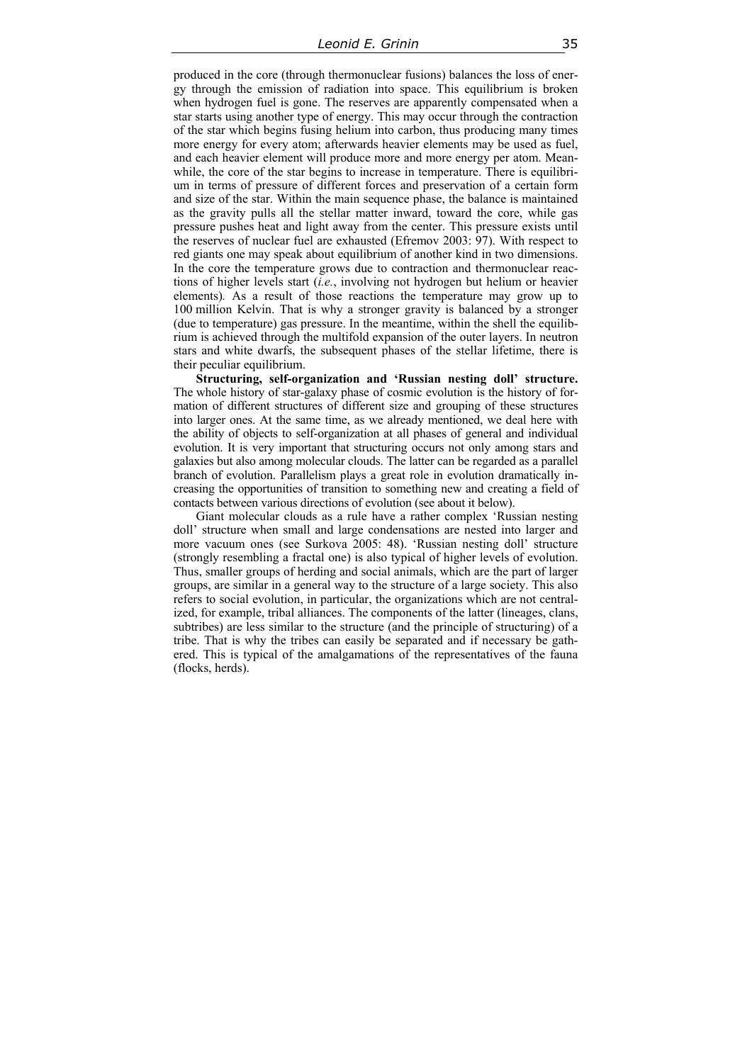produced in the core (through thermonuclear fusions) balances the loss of energy through the emission of radiation into space. This equilibrium is broken when hydrogen fuel is gone. The reserves are apparently compensated when a star starts using another type of energy. This may occur through the contraction of the star which begins fusing helium into carbon, thus producing many times more energy for every atom; afterwards heavier elements may be used as fuel, and each heavier element will produce more and more energy per atom. Meanwhile, the core of the star begins to increase in temperature. There is equilibrium in terms of pressure of different forces and preservation of a certain form and size of the star. Within the main sequence phase, the balance is maintained as the gravity pulls all the stellar matter inward, toward the core, while gas pressure pushes heat and light away from the center. This pressure exists until the reserves of nuclear fuel are exhausted (Efremov 2003: 97). With respect to red giants one may speak about equilibrium of another kind in two dimensions. In the core the temperature grows due to contraction and thermonuclear reactions of higher levels start (*i.e.*, involving not hydrogen but helium or heavier elements). As a result of those reactions the temperature may grow up to 100 million Kelvin. That is why a stronger gravity is balanced by a stronger (due to temperature) gas pressure. In the meantime, within the shell the equilibrium is achieved through the multifold expansion of the outer layers. In neutron stars and white dwarfs, the subsequent phases of the stellar lifetime, there is their peculiar equilibrium.

**Structuring, self-organization and 'Russian nesting doll' structure.** The whole history of star-galaxy phase of cosmic evolution is the history of formation of different structures of different size and grouping of these structures into larger ones. At the same time, as we already mentioned, we deal here with the ability of objects to self-organization at all phases of general and individual evolution. It is very important that structuring occurs not only among stars and galaxies but also among molecular clouds. The latter can be regarded as a parallel branch of evolution. Parallelism plays a great role in evolution dramatically increasing the opportunities of transition to something new and creating a field of contacts between various directions of evolution (see about it below).

Giant molecular clouds as a rule have a rather complex 'Russian nesting doll' structure when small and large condensations are nested into larger and more vacuum ones (see Surkova 2005: 48). 'Russian nesting doll' structure (strongly resembling a fractal one) is also typical of higher levels of evolution. Thus, smaller groups of herding and social animals, which are the part of larger groups, are similar in a general way to the structure of a large society. This also refers to social evolution, in particular, the organizations which are not centralized, for example, tribal alliances. The components of the latter (lineages, clans, subtribes) are less similar to the structure (and the principle of structuring) of a tribe. That is why the tribes can easily be separated and if necessary be gathered. This is typical of the amalgamations of the representatives of the fauna (flocks, herds).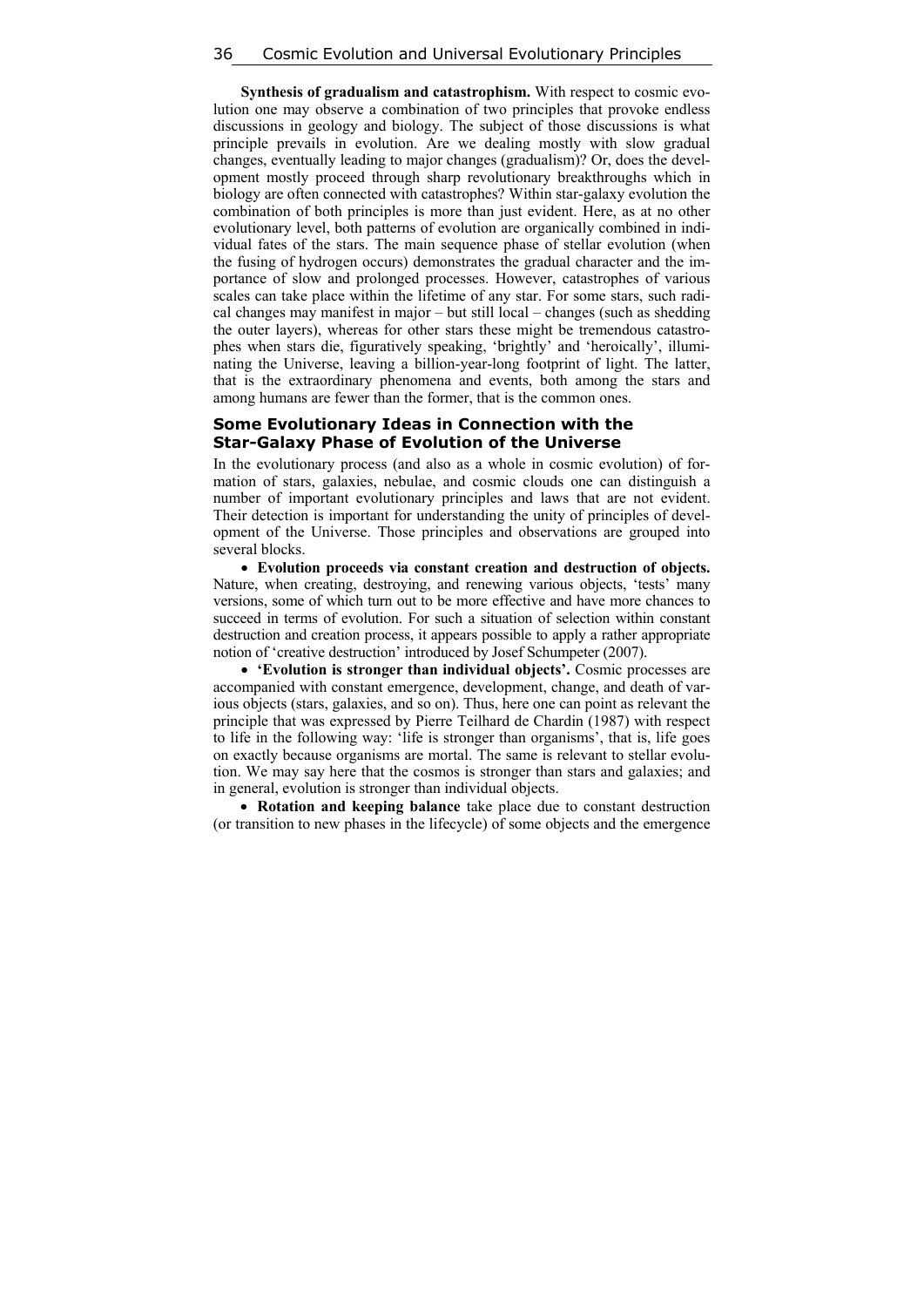**Synthesis of gradualism and catastrophism.** With respect to cosmic evolution one may observe a combination of two principles that provoke endless discussions in geology and biology. The subject of those discussions is what principle prevails in evolution. Are we dealing mostly with slow gradual changes, eventually leading to major changes (gradualism)? Or, does the development mostly proceed through sharp revolutionary breakthroughs which in biology are often connected with catastrophes? Within star-galaxy evolution the combination of both principles is more than just evident. Here, as at no other evolutionary level, both patterns of evolution are organically combined in individual fates of the stars. The main sequence phase of stellar evolution (when the fusing of hydrogen occurs) demonstrates the gradual character and the importance of slow and prolonged processes. However, catastrophes of various scales can take place within the lifetime of any star. For some stars, such radical changes may manifest in major – but still local – changes (such as shedding the outer layers), whereas for other stars these might be tremendous catastrophes when stars die, figuratively speaking, 'brightly' and 'heroically', illuminating the Universe, leaving a billion-year-long footprint of light. The latter, that is the extraordinary phenomena and events, both among the stars and among humans are fewer than the former, that is the common ones.

## Some Evolutionary Ideas in Connection with the Star-Galaxy Phase of Evolution of the Universe

In the evolutionary process (and also as a whole in cosmic evolution) of formation of stars, galaxies, nebulae, and cosmic clouds one can distinguish a number of important evolutionary principles and laws that are not evident. Their detection is important for understanding the unity of principles of development of the Universe. Those principles and observations are grouped into several blocks.

- **Evolution proceeds via constant creation and destruction of objects.** Nature, when creating, destroying, and renewing various objects, 'tests' many versions, some of which turn out to be more effective and have more chances to succeed in terms of evolution. For such a situation of selection within constant destruction and creation process, it appears possible to apply a rather appropriate notion of 'creative destruction' introduced by Josef Schumpeter (2007).

- **'Evolution is stronger than individual objects'.** Cosmic processes are accompanied with constant emergence, development, change, and death of various objects (stars, galaxies, and so on). Thus, here one can point as relevant the principle that was expressed by Pierre Teilhard de Chardin (1987) with respect to life in the following way: 'life is stronger than organisms', that is, life goes on exactly because organisms are mortal. The same is relevant to stellar evolution. We may say here that the cosmos is stronger than stars and galaxies; and in general, evolution is stronger than individual objects.

- **Rotation and keeping balance** take place due to constant destruction (or transition to new phases in the lifecycle) of some objects and the emergence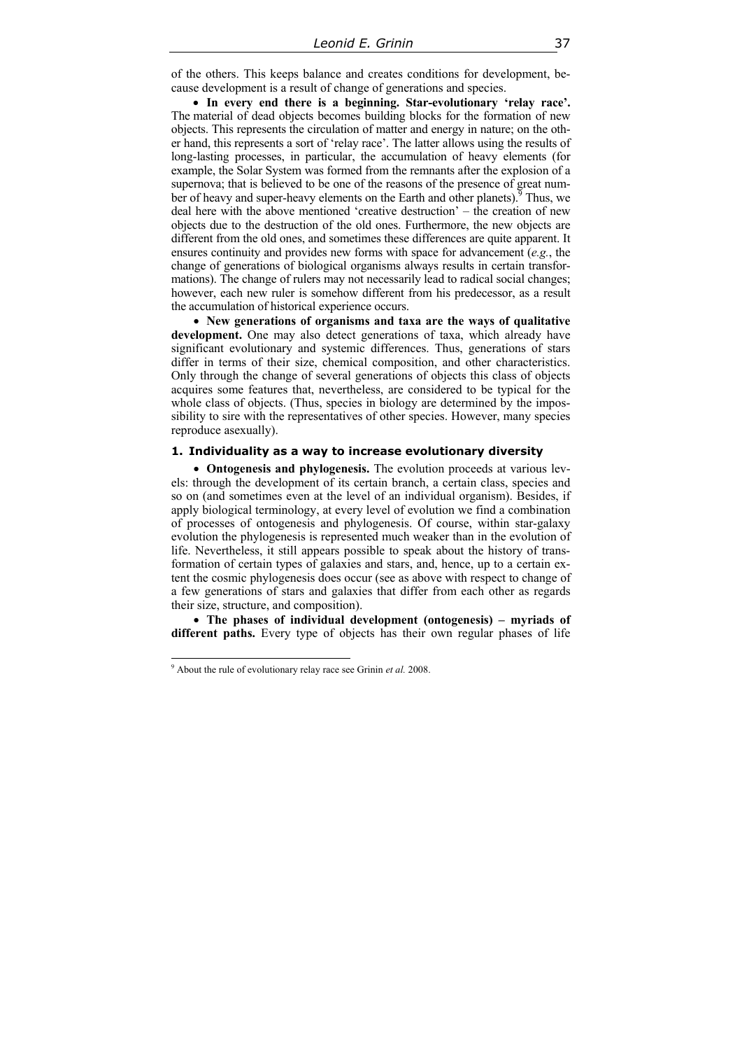of the others. This keeps balance and creates conditions for development, because development is a result of change of generations and species.

- **In every end there is a beginning. Star-evolutionary 'relay race'.** The material of dead objects becomes building blocks for the formation of new objects. This represents the circulation of matter and energy in nature; on the other hand, this represents a sort of 'relay race'. The latter allows using the results of long-lasting processes, in particular, the accumulation of heavy elements (for example, the Solar System was formed from the remnants after the explosion of a supernova; that is believed to be one of the reasons of the presence of great number of heavy and super-heavy elements on the Earth and other planets).[9] Thus, we deal here with the above mentioned 'creative destruction' – the creation of new objects due to the destruction of the old ones. Furthermore, the new objects are different from the old ones, and sometimes these differences are quite apparent. It ensures continuity and provides new forms with space for advancement (*e.g.*, the change of generations of biological organisms always results in certain transformations). The change of rulers may not necessarily lead to radical social changes; however, each new ruler is somehow different from his predecessor, as a result the accumulation of historical experience occurs.

- **New generations of organisms and taxa are the ways of qualitative development.** One may also detect generations of taxa, which already have significant evolutionary and systemic differences. Thus, generations of stars differ in terms of their size, chemical composition, and other characteristics. Only through the change of several generations of objects this class of objects acquires some features that, nevertheless, are considered to be typical for the whole class of objects. (Thus, species in biology are determined by the impossibility to sire with the representatives of other species. However, many species reproduce asexually).

### 1. Individuality as a way to increase evolutionary diversity

- **Ontogenesis and phylogenesis.** The evolution proceeds at various levels: through the development of its certain branch, a certain class, species and so on (and sometimes even at the level of an individual organism). Besides, if apply biological terminology, at every level of evolution we find a combination of processes of ontogenesis and phylogenesis. Of course, within star-galaxy evolution the phylogenesis is represented much weaker than in the evolution of life. Nevertheless, it still appears possible to speak about the history of transformation of certain types of galaxies and stars, and, hence, up to a certain extent the cosmic phylogenesis does occur (see as above with respect to change of a few generations of stars and galaxies that differ from each other as regards their size, structure, and composition).

- **The phases of individual development (ontogenesis) – myriads of different paths.** Every type of objects has their own regular phases of life

---

[9] About the rule of evolutionary relay race see Grinin *et al.* 2008.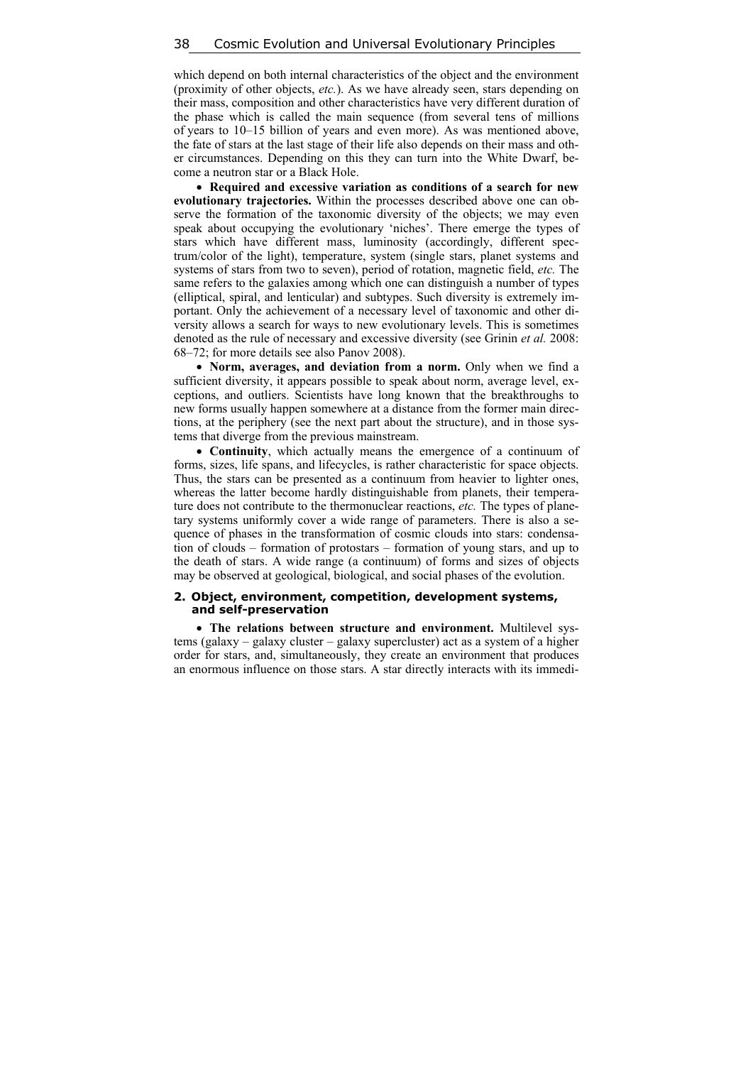which depend on both internal characteristics of the object and the environment (proximity of other objects, *etc.*). As we have already seen, stars depending on their mass, composition and other characteristics have very different duration of the phase which is called the main sequence (from several tens of millions of years to 10–15 billion of years and even more). As was mentioned above, the fate of stars at the last stage of their life also depends on their mass and other circumstances. Depending on this they can turn into the White Dwarf, become a neutron star or a Black Hole.

- **Required and excessive variation as conditions of a search for new evolutionary trajectories.** Within the processes described above one can observe the formation of the taxonomic diversity of the objects; we may even speak about occupying the evolutionary 'niches'. There emerge the types of stars which have different mass, luminosity (accordingly, different spectrum/color of the light), temperature, system (single stars, planet systems and systems of stars from two to seven), period of rotation, magnetic field, *etc.* The same refers to the galaxies among which one can distinguish a number of types (elliptical, spiral, and lenticular) and subtypes. Such diversity is extremely important. Only the achievement of a necessary level of taxonomic and other diversity allows a search for ways to new evolutionary levels. This is sometimes denoted as the rule of necessary and excessive diversity (see Grinin *et al.* 2008: 68–72; for more details see also Panov 2008).

- **Norm, averages, and deviation from a norm.** Only when we find a sufficient diversity, it appears possible to speak about norm, average level, exceptions, and outliers. Scientists have long known that the breakthroughs to new forms usually happen somewhere at a distance from the former main directions, at the periphery (see the next part about the structure), and in those systems that diverge from the previous mainstream.

- **Continuity**, which actually means the emergence of a continuum of forms, sizes, life spans, and lifecycles, is rather characteristic for space objects. Thus, the stars can be presented as a continuum from heavier to lighter ones, whereas the latter become hardly distinguishable from planets, their temperature does not contribute to the thermonuclear reactions, *etc.* The types of planetary systems uniformly cover a wide range of parameters. There is also a sequence of phases in the transformation of cosmic clouds into stars: condensation of clouds – formation of protostars – formation of young stars, and up to the death of stars. A wide range (a continuum) of forms and sizes of objects may be observed at geological, biological, and social phases of the evolution.

## 2. Object, environment, competition, development systems, and self-preservation

- **The relations between structure and environment.** Multilevel systems (galaxy – galaxy cluster – galaxy supercluster) act as a system of a higher order for stars, and, simultaneously, they create an environment that produces an enormous influence on those stars. A star directly interacts with its immedi-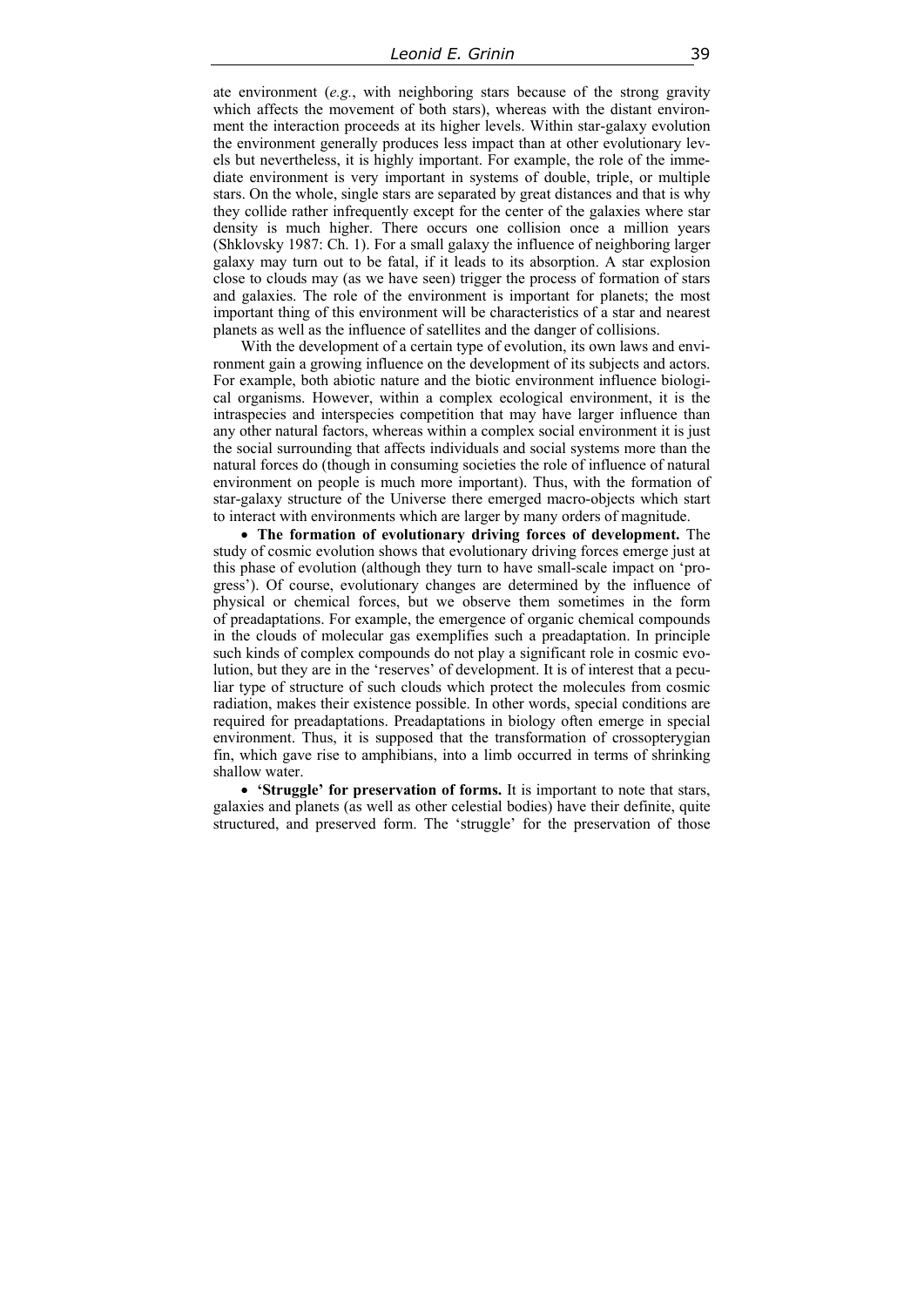ate environment (*e.g.*, with neighboring stars because of the strong gravity which affects the movement of both stars), whereas with the distant environment the interaction proceeds at its higher levels. Within star-galaxy evolution the environment generally produces less impact than at other evolutionary levels but nevertheless, it is highly important. For example, the role of the immediate environment is very important in systems of double, triple, or multiple stars. On the whole, single stars are separated by great distances and that is why they collide rather infrequently except for the center of the galaxies where star density is much higher. There occurs one collision once a million years (Shklovsky 1987: Ch. 1). For a small galaxy the influence of neighboring larger galaxy may turn out to be fatal, if it leads to its absorption. A star explosion close to clouds may (as we have seen) trigger the process of formation of stars and galaxies. The role of the environment is important for planets; the most important thing of this environment will be characteristics of a star and nearest planets as well as the influence of satellites and the danger of collisions.

With the development of a certain type of evolution, its own laws and environment gain a growing influence on the development of its subjects and actors. For example, both abiotic nature and the biotic environment influence biological organisms. However, within a complex ecological environment, it is the intraspecies and interspecies competition that may have larger influence than any other natural factors, whereas within a complex social environment it is just the social surrounding that affects individuals and social systems more than the natural forces do (though in consuming societies the role of influence of natural environment on people is much more important). Thus, with the formation of star-galaxy structure of the Universe there emerged macro-objects which start to interact with environments which are larger by many orders of magnitude.

- **The formation of evolutionary driving forces of development.** The study of cosmic evolution shows that evolutionary driving forces emerge just at this phase of evolution (although they turn to have small-scale impact on 'progress'). Of course, evolutionary changes are determined by the influence of physical or chemical forces, but we observe them sometimes in the form of preadaptations. For example, the emergence of organic chemical compounds in the clouds of molecular gas exemplifies such a preadaptation. In principle such kinds of complex compounds do not play a significant role in cosmic evolution, but they are in the 'reserves' of development. It is of interest that a peculiar type of structure of such clouds which protect the molecules from cosmic radiation, makes their existence possible. In other words, special conditions are required for preadaptations. Preadaptations in biology often emerge in special environment. Thus, it is supposed that the transformation of crossopterygian fin, which gave rise to amphibians, into a limb occurred in terms of shrinking shallow water.

- **'Struggle' for preservation of forms.** It is important to note that stars, galaxies and planets (as well as other celestial bodies) have their definite, quite structured, and preserved form. The 'struggle' for the preservation of those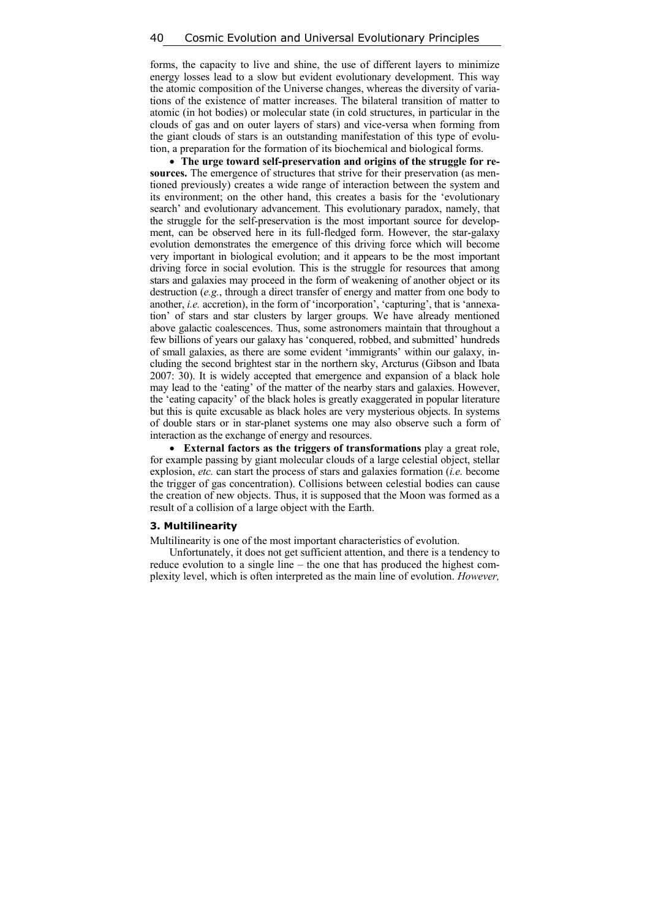forms, the capacity to live and shine, the use of different layers to minimize energy losses lead to a slow but evident evolutionary development. This way the atomic composition of the Universe changes, whereas the diversity of variations of the existence of matter increases. The bilateral transition of matter to atomic (in hot bodies) or molecular state (in cold structures, in particular in the clouds of gas and on outer layers of stars) and vice-versa when forming from the giant clouds of stars is an outstanding manifestation of this type of evolution, a preparation for the formation of its biochemical and biological forms.

- **The urge toward self-preservation and origins of the struggle for resources.** The emergence of structures that strive for their preservation (as mentioned previously) creates a wide range of interaction between the system and its environment; on the other hand, this creates a basis for the 'evolutionary search' and evolutionary advancement. This evolutionary paradox, namely, that the struggle for the self-preservation is the most important source for development, can be observed here in its full-fledged form. However, the star-galaxy evolution demonstrates the emergence of this driving force which will become very important in biological evolution; and it appears to be the most important driving force in social evolution. This is the struggle for resources that among stars and galaxies may proceed in the form of weakening of another object or its destruction (*e.g.*, through a direct transfer of energy and matter from one body to another, *i.e.* accretion), in the form of 'incorporation', 'capturing', that is 'annexation' of stars and star clusters by larger groups. We have already mentioned above galactic coalescences. Thus, some astronomers maintain that throughout a few billions of years our galaxy has 'conquered, robbed, and submitted' hundreds of small galaxies, as there are some evident 'immigrants' within our galaxy, including the second brightest star in the northern sky, Arcturus (Gibson and Ibata 2007: 30). It is widely accepted that emergence and expansion of a black hole may lead to the 'eating' of the matter of the nearby stars and galaxies. However, the 'eating capacity' of the black holes is greatly exaggerated in popular literature but this is quite excusable as black holes are very mysterious objects. In systems of double stars or in star-planet systems one may also observe such a form of interaction as the exchange of energy and resources.

- **External factors as the triggers of transformations** play a great role, for example passing by giant molecular clouds of a large celestial object, stellar explosion, *etc.* can start the process of stars and galaxies formation (*i.e.* become the trigger of gas concentration). Collisions between celestial bodies can cause the creation of new objects. Thus, it is supposed that the Moon was formed as a result of a collision of a large object with the Earth.

### 3. Multilinearity

Multilinearity is one of the most important characteristics of evolution.

Unfortunately, it does not get sufficient attention, and there is a tendency to reduce evolution to a single line – the one that has produced the highest complexity level, which is often interpreted as the main line of evolution. *However,*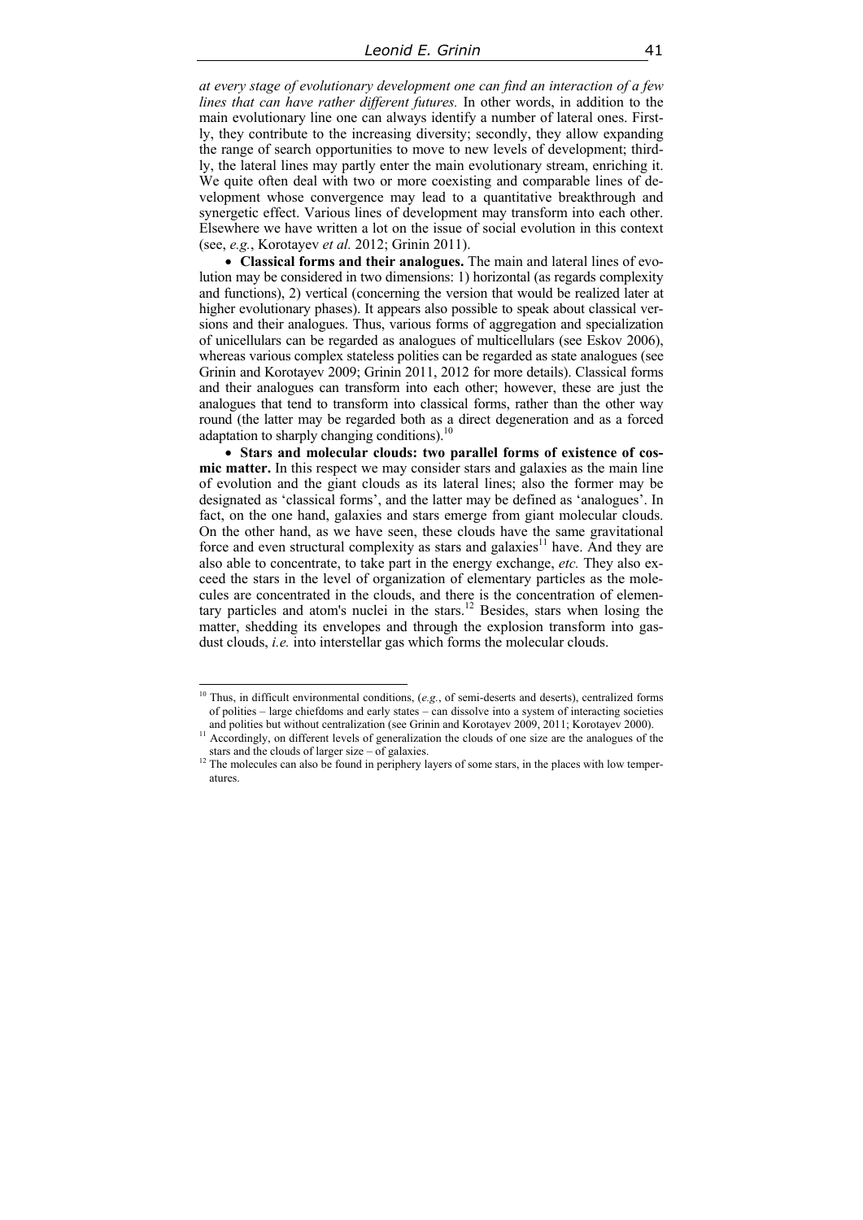*at every stage of evolutionary development one can find an interaction of a few lines that can have rather different futures.* In other words, in addition to the main evolutionary line one can always identify a number of lateral ones. Firstly, they contribute to the increasing diversity; secondly, they allow expanding the range of search opportunities to move to new levels of development; thirdly, the lateral lines may partly enter the main evolutionary stream, enriching it. We quite often deal with two or more coexisting and comparable lines of development whose convergence may lead to a quantitative breakthrough and synergetic effect. Various lines of development may transform into each other. Elsewhere we have written a lot on the issue of social evolution in this context (see, *e.g.*, Korotayev *et al.* 2012; Grinin 2011).

- **Classical forms and their analogues.** The main and lateral lines of evolution may be considered in two dimensions: 1) horizontal (as regards complexity and functions), 2) vertical (concerning the version that would be realized later at higher evolutionary phases). It appears also possible to speak about classical versions and their analogues. Thus, various forms of aggregation and specialization of unicellulars can be regarded as analogues of multicellulars (see Eskov 2006), whereas various complex stateless polities can be regarded as state analogues (see Grinin and Korotayev 2009; Grinin 2011, 2012 for more details). Classical forms and their analogues can transform into each other; however, these are just the analogues that tend to transform into classical forms, rather than the other way round (the latter may be regarded both as a direct degeneration and as a forced adaptation to sharply changing conditions).[10]

- **Stars and molecular clouds: two parallel forms of existence of cosmic matter.** In this respect we may consider stars and galaxies as the main line of evolution and the giant clouds as its lateral lines; also the former may be designated as 'classical forms', and the latter may be defined as 'analogues'. In fact, on the one hand, galaxies and stars emerge from giant molecular clouds. On the other hand, as we have seen, these clouds have the same gravitational force and even structural complexity as stars and galaxies[11] have. And they are also able to concentrate, to take part in the energy exchange, *etc.* They also exceed the stars in the level of organization of elementary particles as the molecules are concentrated in the clouds, and there is the concentration of elementary particles and atom's nuclei in the stars.[12] Besides, stars when losing the matter, shedding its envelopes and through the explosion transform into gas-dust clouds, *i.e.* into interstellar gas which forms the molecular clouds.

---

[10] Thus, in difficult environmental conditions, (*e.g.*, of semi-deserts and deserts), centralized forms of polities – large chiefdoms and early states – can dissolve into a system of interacting societies and polities but without centralization (see Grinin and Korotayev 2009, 2011; Korotayev 2000).

[11] Accordingly, on different levels of generalization the clouds of one size are the analogues of the stars and the clouds of larger size – of galaxies.

[12] The molecules can also be found in periphery layers of some stars, in the places with low temperatures.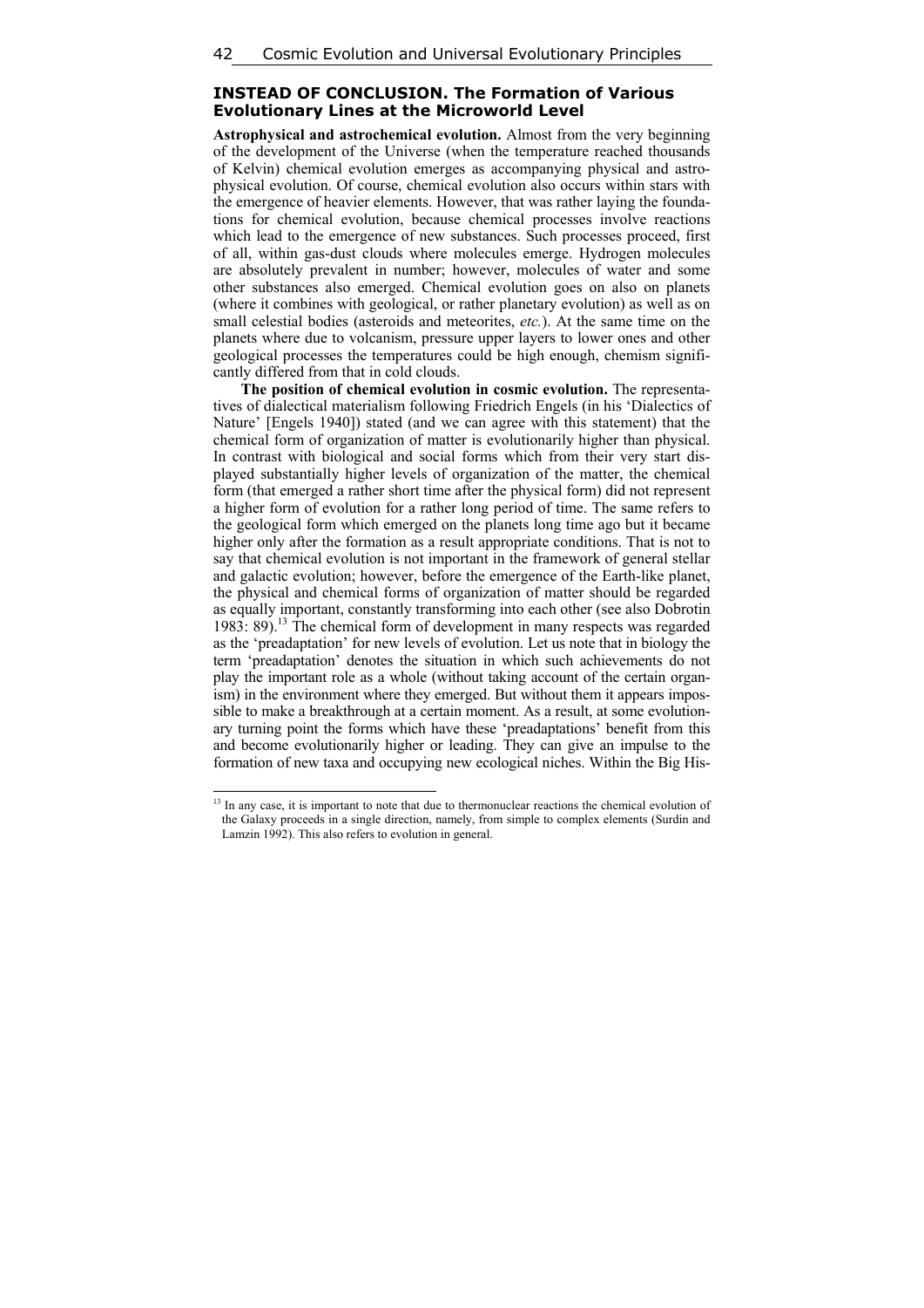## INSTEAD OF CONCLUSION. The Formation of Various Evolutionary Lines at the Microworld Level

**Astrophysical and astrochemical evolution.** Almost from the very beginning of the development of the Universe (when the temperature reached thousands of Kelvin) chemical evolution emerges as accompanying physical and astrophysical evolution. Of course, chemical evolution also occurs within stars with the emergence of heavier elements. However, that was rather laying the foundations for chemical evolution, because chemical processes involve reactions which lead to the emergence of new substances. Such processes proceed, first of all, within gas-dust clouds where molecules emerge. Hydrogen molecules are absolutely prevalent in number; however, molecules of water and some other substances also emerged. Chemical evolution goes on also on planets (where it combines with geological, or rather planetary evolution) as well as on small celestial bodies (asteroids and meteorites, *etc.*). At the same time on the planets where due to volcanism, pressure upper layers to lower ones and other geological processes the temperatures could be high enough, chemism significantly differed from that in cold clouds.

**The position of chemical evolution in cosmic evolution.** The representatives of dialectical materialism following Friedrich Engels (in his 'Dialectics of Nature' [Engels 1940]) stated (and we can agree with this statement) that the chemical form of organization of matter is evolutionarily higher than physical. In contrast with biological and social forms which from their very start displayed substantially higher levels of organization of the matter, the chemical form (that emerged a rather short time after the physical form) did not represent a higher form of evolution for a rather long period of time. The same refers to the geological form which emerged on the planets long time ago but it became higher only after the formation as a result appropriate conditions. That is not to say that chemical evolution is not important in the framework of general stellar and galactic evolution; however, before the emergence of the Earth-like planet, the physical and chemical forms of organization of matter should be regarded as equally important, constantly transforming into each other (see also Dobrotin 1983: 89).[13] The chemical form of development in many respects was regarded as the 'preadaptation' for new levels of evolution. Let us note that in biology the term 'preadaptation' denotes the situation in which such achievements do not play the important role as a whole (without taking account of the certain organism) in the environment where they emerged. But without them it appears impossible to make a breakthrough at a certain moment. As a result, at some evolutionary turning point the forms which have these 'preadaptations' benefit from this and become evolutionarily higher or leading. They can give an impulse to the formation of new taxa and occupying new ecological niches. Within the Big His-

[13] In any case, it is important to note that due to thermonuclear reactions the chemical evolution of the Galaxy proceeds in a single direction, namely, from simple to complex elements (Surdin and Lamzin 1992). This also refers to evolution in general.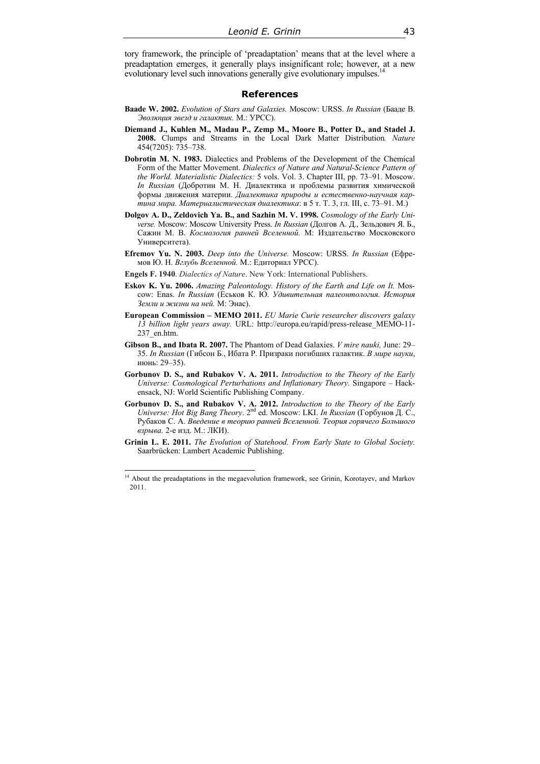tory framework, the principle of 'preadaptation' means that at the level where a preadaptation emerges, it generally plays insignificant role; however, at a new evolutionary level such innovations generally give evolutionary impulses.[14]

## References

**Baade W. 2002.** *Evolution of Stars and Galaxies.* Moscow: URSS. *In Russian* (Бааде В. *Эволюция звезд и галактик.* М.: УРСС).

**Diemand J., Kuhlen M., Madau P., Zemp M., Moore B., Potter D., and Stadel J. 2008.** Clumps and Streams in the Local Dark Matter Distribution*. Nature* 454(7205): 735–738.

**Dobrotin M. N. 1983.** Dialectics and Problems of the Development of the Chemical Form of the Matter Movement. *Dialectics of Nature and Natural-Science Pattern of the World. Materialistic Dialectics:* 5 vols. Vol. 3. Chapter III, pp. 73–91. Moscow. *In Russian* (Добротин М. Н. Диалектика и проблемы развития химической формы движения материи. *Диалектика природы и естественно-научная картина мира. Материалистическая диалектика*: в 5 т. Т. 3, гл. III, с. 73–91. М.)

**Dolgov A. D., Zeldovich Ya. B., and Sazhin M. V. 1998.** *Cosmology of the Early Universe.* Moscow: Moscow University Press. *In Russian* (Долгов А. Д., Зельдович Я. Б., Сажин М. В. *Космология ранней Вселенной.* М: Издательство Московского Университета).

**Efremov Yu. N. 2003.** *Deep into the Universe.* Moscow: URSS. *In Russian* (Ефремов Ю. Н. *Вглубь Вселенной.* М.: Едиториал УРСС).

**Engels F. 1940**. *Dialectics of Nature*. New York: International Publishers.

**Eskov K. Yu. 2006.** *Amazing Paleontology. History of the Earth and Life on It.* Moscow: Enas. *In Russian* (Еськов К. Ю. *Удивительная палеонтология. История Земли и жизни на ней.* М: Энас).

**European Commission – MEMO 2011.** *EU Marie Curie researcher discovers galaxy 13 billion light years away.* URL: http://europa.eu/rapid/press-release_MEMO-11-237_en.htm.

**Gibson B., and Ibata R. 2007.** The Phantom of Dead Galaxies. *V mire nauki,* June: 29–35. *In Russian* (Гибсон Б., Ибата Р. Призраки погибших галактик. *В мире науки*, июнь: 29–35).

**Gorbunov D. S., and Rubakov V. A. 2011.** *Introduction to the Theory of the Early Universe: Cosmological Perturbations and Inflationary Theory.* Singapore – Hackensack, NJ: World Scientific Publishing Company.

**Gorbunov D. S., and Rubakov V. A. 2012.** *Introduction to the Theory of the Early Universe: Hot Big Bang Theory*. 2nd ed. Moscow: LKI. *In Russian* (Горбунов Д. С., Рубаков С. А. *Введение в теорию ранней Вселенной. Теория горячего Большого взрыва.* 2-е изд. М.: ЛКИ).

**Grinin L. E. 2011.** *The Evolution of Statehood. From Early State to Global Society.* Saarbrücken: Lambert Academic Publishing.

---

[14] About the preadaptations in the megaevolution framework, see Grinin, Korotayev, and Markov 2011.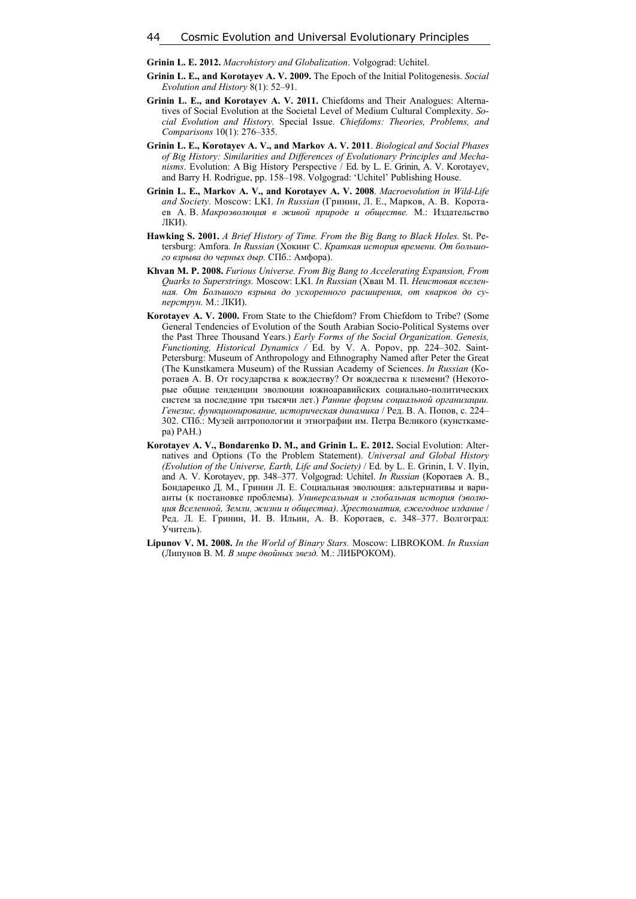**Grinin L. E. 2012.** *Macrohistory and Globalization*. Volgograd: Uchitel.

**Grinin L. E., and Korotayev A. V. 2009.** The Epoch of the Initial Politogenesis. *Social Evolution and History* 8(1): 52–91.

**Grinin L. E., and Korotayev A. V. 2011.** Chiefdoms and Their Analogues: Alternatives of Social Evolution at the Societal Level of Medium Cultural Complexity. *Social Evolution and History.* Special Issue. *Chiefdoms: Theories, Problems, and Comparisons* 10(1): 276–335.

**Grinin L. E., Korotayev A. V., and Markov A. V. 2011**. *Biological and Social Phases of Big History: Similarities and Differences of Evolutionary Principles and Mechanisms*. Evolution: A Big History Perspective / Ed. by L. E. Grinin, A. V. Korotayev, and Barry H. Rodrigue, pp. 158–198. Volgograd: 'Uchitel' Publishing House.

**Grinin L. E., Markov A. V., and Korotayev A. V. 2008**. *Macroevolution in Wild-Life and Society.* Moscow: LKI. *In Russian* (Гринин, Л. Е., Марков, А. В. Коротаев А. В. *Макроэволюция в живой природе и обществе.* М.: Издательство ЛКИ).

**Hawking S. 2001.** *A Brief History of Time. From the Big Bang to Black Holes.* St. Petersburg: Amfora. *In Russian* (Хокинг С. *Краткая история времени. От большого взрыва до черных дыр.* СПб.: Амфора).

**Khvan M. P. 2008.** *Furious Universe. From Big Bang to Accelerating Expansion, From Quarks to Superstrings.* Moscow: LKI. *In Russian* (Хван М. П. *Неистовая вселенная. От Большого взрыва до ускоренного расширения, от кварков до суперструн.* М.: ЛКИ).

**Korotayev A. V. 2000.** From State to the Chiefdom? From Chiefdom to Tribe? (Some General Tendencies of Evolution of the South Arabian Socio-Political Systems over the Past Three Thousand Years.) *Early Forms of the Social Organization. Genesis, Functioning, Historical Dynamics /* Ed. by V. A. Popov, pp. 224–302. Saint-Petersburg: Museum of Anthropology and Ethnography Named after Peter the Great (The Kunstkamera Museum) of the Russian Academy of Sciences. *In Russian* (Коротаев А. В. От государства к вождеству? От вождества к племени? (Некоторые общие тенденции эволюции южноаравийских социально-политических систем за последние три тысячи лет.) *Ранние формы социальной организации. Генезис, функционирование, историческая динамика* / Ред. В. А. Попов, с. 224–302. СПб.: Музей антропологии и этнографии им. Петра Великого (кунсткамера) РАН.)

**Korotayev A. V., Bondarenko D. M., and Grinin L. E. 2012.** Social Evolution: Alternatives and Options (To the Problem Statement). *Universal and Global History (Evolution of the Universe, Earth, Life and Society)* / Ed. by L. E. Grinin, I. V. Ilyin, and A. V. Korotayev, pp. 348–377. Volgograd: Uchitel. *In Russian* (Коротаев А. В., Бондаренко Д. М., Гринин Л. Е. Социальная эволюция: альтернативы и варианты (к постановке проблемы). *Универсальная и глобальная история (эволюция Вселенной, Земли, жизни и общества). Хрестоматия, ежегодное издание* / Ред. Л. Е. Гринин, И. В. Ильин, А. В. Коротаев, с. 348–377. Волгоград: Учитель).

**Lipunov V. M. 2008.** *In the World of Binary Stars.* Moscow: LIBROKOM. *In Russian* (Липунов В. М. *В мире двойных звезд.* М.: ЛИБРОКОМ).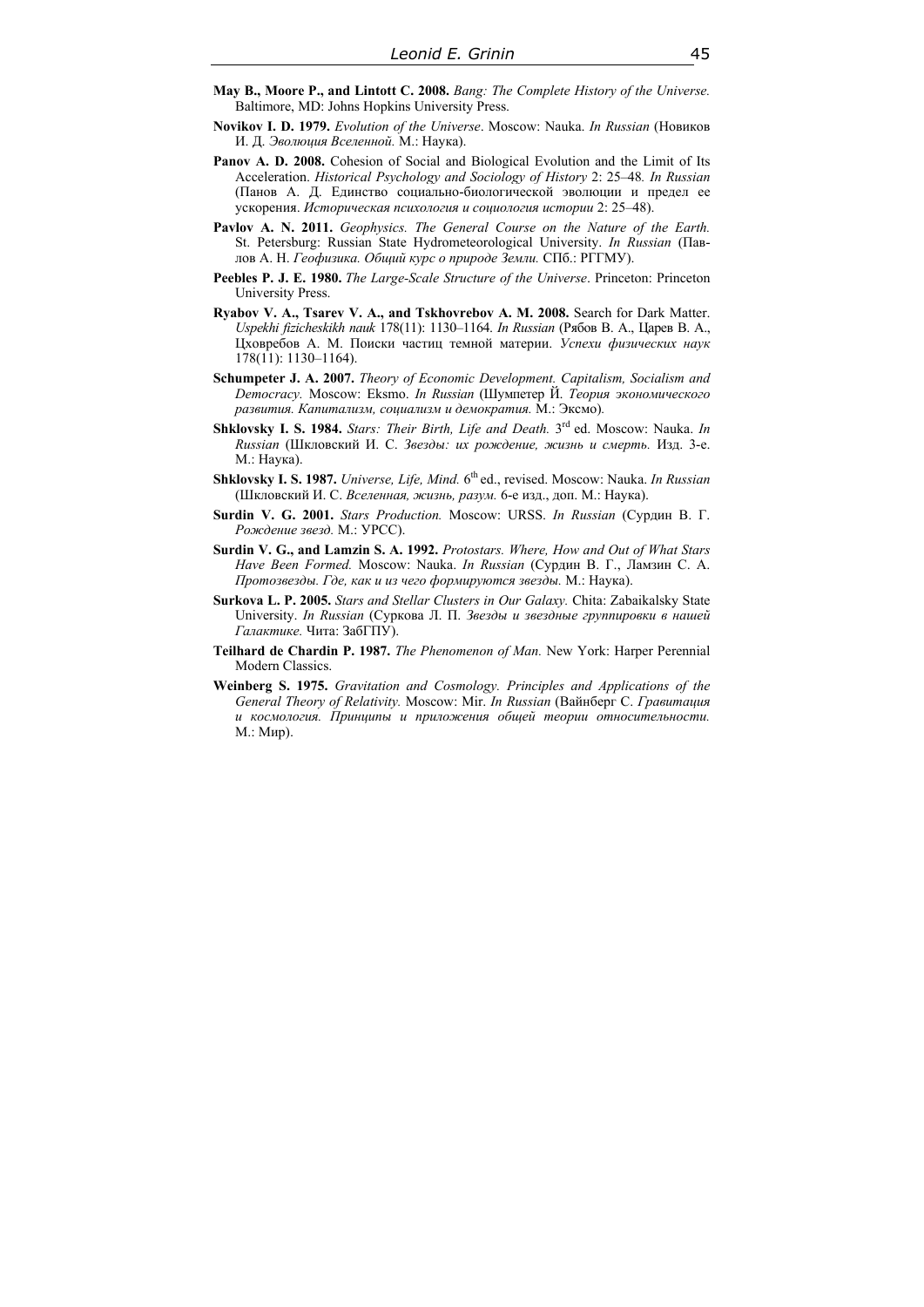**May B., Moore P., and Lintott C. 2008.** *Bang: The Complete History of the Universe.* Baltimore, MD: Johns Hopkins University Press.

**Novikov I. D. 1979.** *Evolution of the Universe*. Moscow: Nauka. *In Russian* (Новиков И. Д. *Эволюция Вселенной.* М.: Наука).

**Panov A. D. 2008.** Cohesion of Social and Biological Evolution and the Limit of Its Acceleration. *Historical Psychology and Sociology of History* 2: 25–48. *In Russian* (Панов А. Д. Единство социально-биологической эволюции и предел ее ускорения. *Историческая психология и социология истории* 2: 25–48).

**Pavlov A. N. 2011.** *Geophysics. The General Course on the Nature of the Earth.* St. Petersburg: Russian State Hydrometeorological University. *In Russian* (Павлов А. Н. *Геофизика. Общий курс о природе Земли.* СПб.: РГГМУ).

**Peebles P. J. E. 1980.** *The Large-Scale Structure of the Universe*. Princeton: Princeton University Press.

**Ryabov V. A., Tsarev V. A., and Tskhovrebov A. M. 2008.** Search for Dark Matter. *Uspekhi fizicheskikh nauk* 178(11): 1130–1164. *In Russian* (Рябов В. А., Царев В. А., Цховребов А. М. Поиски частиц темной материи. *Успехи физических наук* 178(11): 1130–1164).

**Schumpeter J. A. 2007.** *Theory of Economic Development. Capitalism, Socialism and Democracy.* Moscow: Eksmo. *In Russian* (Шумпетер Й. *Теория экономического развития. Капитализм, социализм и демократия.* М.: Эксмо).

**Shklovsky I. S. 1984.** *Stars: Their Birth, Life and Death.* 3rd ed. Moscow: Nauka. *In Russian* (Шкловский И. С. *Звезды: их рождение, жизнь и смерть.* Изд. 3-е. М.: Наука).

**Shklovsky I. S. 1987.** *Universe, Life, Mind.* 6th ed., revised. Moscow: Nauka. *In Russian* (Шкловский И. С. *Вселенная, жизнь, разум.* 6-е изд., доп. М.: Наука).

**Surdin V. G. 2001.** *Stars Production.* Moscow: URSS. *In Russian* (Сурдин В. Г. *Рождение звезд.* М.: УРСС).

**Surdin V. G., and Lamzin S. A. 1992.** *Protostars. Where, How and Out of What Stars Have Been Formed.* Moscow: Nauka. *In Russian* (Сурдин В. Г., Ламзин С. А. *Протозвезды. Где, как и из чего формируются звезды.* М.: Наука).

**Surkova L. P. 2005.** *Stars and Stellar Clusters in Our Galaxy.* Chita: Zabaikalsky State University. *In Russian* (Суркова Л. П. *Звезды и звездные группировки в нашей Галактике.* Чита: ЗабГПУ).

**Teilhard de Chardin P. 1987.** *The Phenomenon of Man.* New York: Harper Perennial Modern Classics.

**Weinberg S. 1975.** *Gravitation and Cosmology. Principles and Applications of the General Theory of Relativity.* Moscow: Mir. *In Russian* (Вайнберг С. *Гравитация и космология. Принципы и приложения общей теории относительности.* М.: Мир).